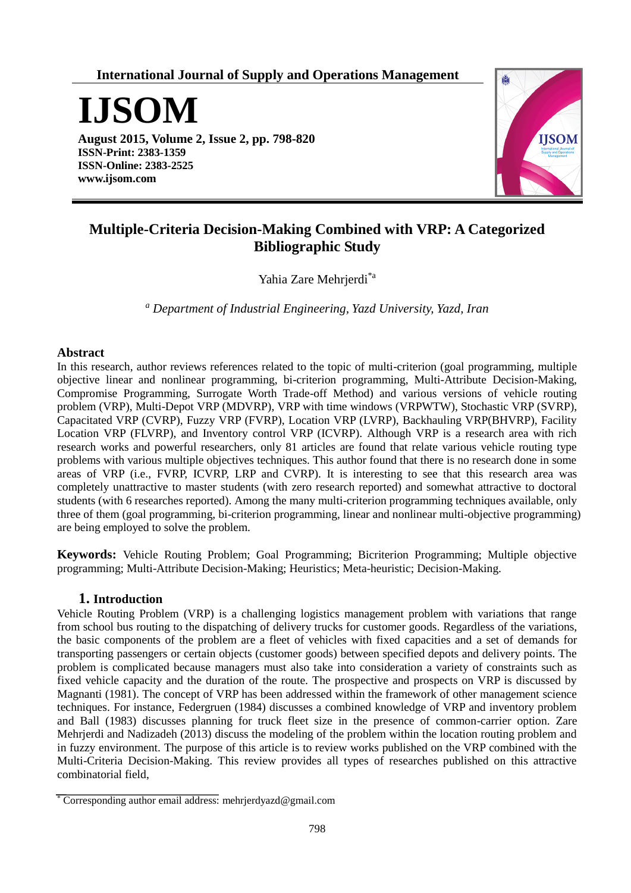**International Journal of Supply and Operations Management**

# IJSOM

**August 2015, Volume 2, Issue 2, pp. 798-820**
**ISSN-Print: 2383-1359**
**ISSN-Online: 2383-2525**
**www.ijsom.com**

# Multiple-Criteria Decision-Making Combined with VRP: A Categorized Bibliographic Study

Yahia Zare Mehrjerdi[*a]

[a] *Department of Industrial Engineering, Yazd University, Yazd, Iran*

## Abstract

In this research, author reviews references related to the topic of multi-criterion (goal programming, multiple objective linear and nonlinear programming, bi-criterion programming, Multi-Attribute Decision-Making, Compromise Programming, Surrogate Worth Trade-off Method) and various versions of vehicle routing problem (VRP), Multi-Depot VRP (MDVRP), VRP with time windows (VRPWTW), Stochastic VRP (SVRP), Capacitated VRP (CVRP), Fuzzy VRP (FVRP), Location VRP (LVRP), Backhauling VRP(BHVRP), Facility Location VRP (FLVRP), and Inventory control VRP (ICVRP). Although VRP is a research area with rich research works and powerful researchers, only 81 articles are found that relate various vehicle routing type problems with various multiple objectives techniques. This author found that there is no research done in some areas of VRP (i.e., FVRP, ICVRP, LRP and CVRP). It is interesting to see that this research area was completely unattractive to master students (with zero research reported) and somewhat attractive to doctoral students (with 6 researches reported). Among the many multi-criterion programming techniques available, only three of them (goal programming, bi-criterion programming, linear and nonlinear multi-objective programming) are being employed to solve the problem.

**Keywords:** Vehicle Routing Problem; Goal Programming; Bicriterion Programming; Multiple objective programming; Multi-Attribute Decision-Making; Heuristics; Meta-heuristic; Decision-Making.

## 1. Introduction

Vehicle Routing Problem (VRP) is a challenging logistics management problem with variations that range from school bus routing to the dispatching of delivery trucks for customer goods. Regardless of the variations, the basic components of the problem are a fleet of vehicles with fixed capacities and a set of demands for transporting passengers or certain objects (customer goods) between specified depots and delivery points. The problem is complicated because managers must also take into consideration a variety of constraints such as fixed vehicle capacity and the duration of the route. The prospective and prospects on VRP is discussed by Magnanti (1981). The concept of VRP has been addressed within the framework of other management science techniques. For instance, Federgruen (1984) discusses a combined knowledge of VRP and inventory problem and Ball (1983) discusses planning for truck fleet size in the presence of common-carrier option. Zare Mehrjerdi and Nadizadeh (2013) discuss the modeling of the problem within the location routing problem and in fuzzy environment. The purpose of this article is to review works published on the VRP combined with the Multi-Criteria Decision-Making. This review provides all types of researches published on this attractive combinatorial field,

[*] Corresponding author email address: mehrjerdyazd@gmail.com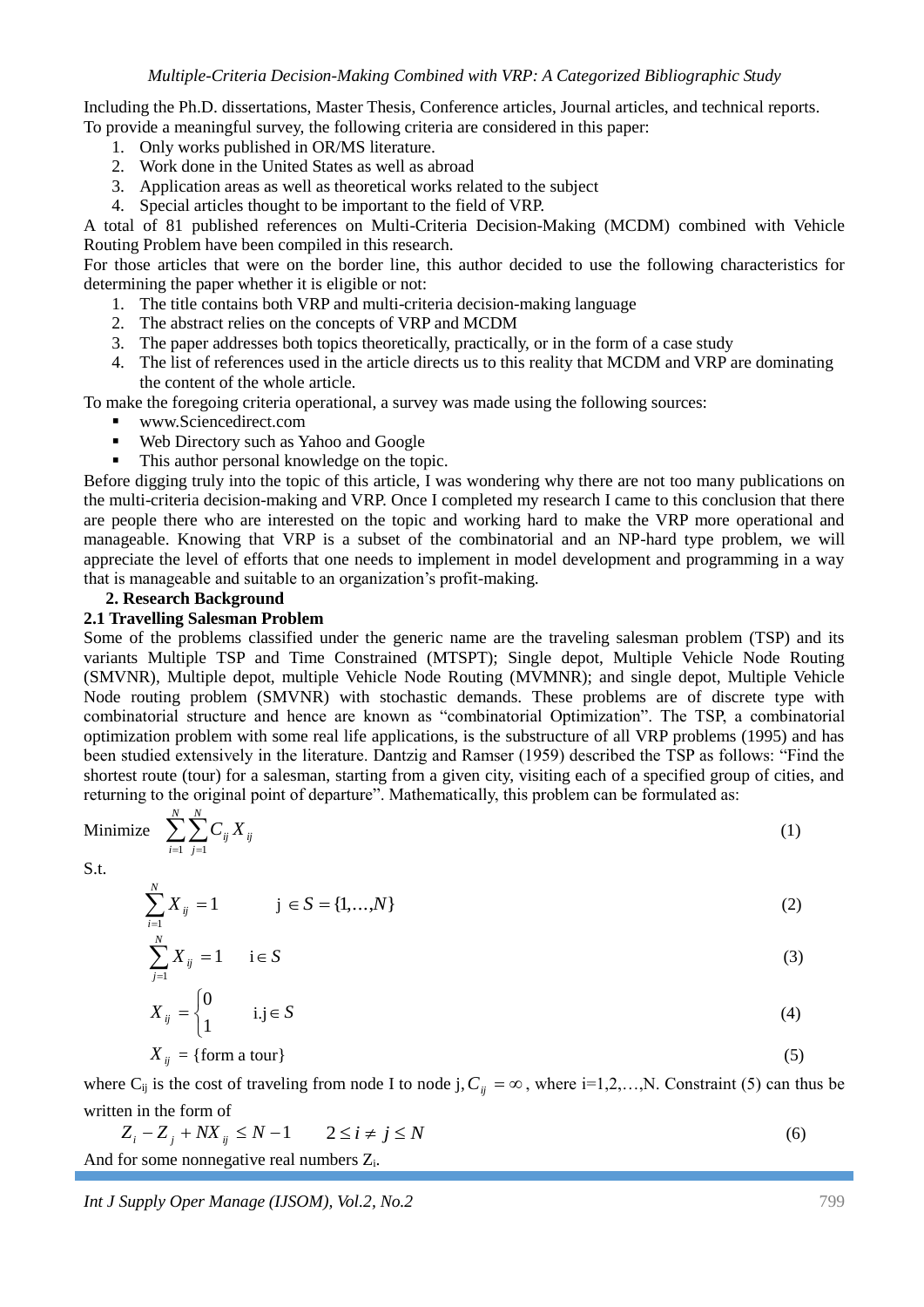Including the Ph.D. dissertations, Master Thesis, Conference articles, Journal articles, and technical reports.
To provide a meaningful survey, the following criteria are considered in this paper:

1. Only works published in OR/MS literature.
2. Work done in the United States as well as abroad
3. Application areas as well as theoretical works related to the subject
4. Special articles thought to be important to the field of VRP.

A total of 81 published references on Multi-Criteria Decision-Making (MCDM) combined with Vehicle Routing Problem have been compiled in this research.
For those articles that were on the border line, this author decided to use the following characteristics for determining the paper whether it is eligible or not:

1. The title contains both VRP and multi-criteria decision-making language
2. The abstract relies on the concepts of VRP and MCDM
3. The paper addresses both topics theoretically, practically, or in the form of a case study
4. The list of references used in the article directs us to this reality that MCDM and VRP are dominating the content of the whole article.

To make the foregoing criteria operational, a survey was made using the following sources:

- www.Sciencedirect.com
- Web Directory such as Yahoo and Google
- This author personal knowledge on the topic.

Before digging truly into the topic of this article, I was wondering why there are not too many publications on the multi-criteria decision-making and VRP. Once I completed my research I came to this conclusion that there are people there who are interested on the topic and working hard to make the VRP more operational and manageable. Knowing that VRP is a subset of the combinatorial and an NP-hard type problem, we will appreciate the level of efforts that one needs to implement in model development and programming in a way that is manageable and suitable to an organization's profit-making.

## 2. Research Background

### 2.1 Travelling Salesman Problem

Some of the problems classified under the generic name are the traveling salesman problem (TSP) and its variants Multiple TSP and Time Constrained (MTSPT); Single depot, Multiple Vehicle Node Routing (SMVNR), Multiple depot, multiple Vehicle Node Routing (MVMNR); and single depot, Multiple Vehicle Node routing problem (SMVNR) with stochastic demands. These problems are of discrete type with combinatorial structure and hence are known as "combinatorial Optimization". The TSP, a combinatorial optimization problem with some real life applications, is the substructure of all VRP problems (1995) and has been studied extensively in the literature. Dantzig and Ramser (1959) described the TSP as follows: "Find the shortest route (tour) for a salesman, starting from a given city, visiting each of a specified group of cities, and returning to the original point of departure". Mathematically, this problem can be formulated as:

$$\text{Minimize} \quad \sum_{i=1}^{N}\sum_{j=1}^{N} C_{ij} X_{ij} \tag{1}$$

S.t.

$$\sum_{i=1}^{N} X_{ij} = 1 \qquad \text{j} \in S = \{1,\ldots,N\} \tag{2}$$

$$\sum_{j=1}^{N} X_{ij} = 1 \qquad \text{i} \in S \tag{3}$$

$$X_{ij} = \begin{cases} 0 \\ 1 \end{cases} \qquad \text{i.j} \in S \tag{4}$$

$$X_{ij} = \{\text{form a tour}\} \tag{5}$$

where $C_{ij}$ is the cost of traveling from node I to node j, $C_{ij} = \infty$, where i=1,2,…,N. Constraint (5) can thus be written in the form of

$$Z_i - Z_j + NX_{ij} \le N - 1 \qquad 2 \le i \ne j \le N \tag{6}$$

And for some nonnegative real numbers $Z_i$.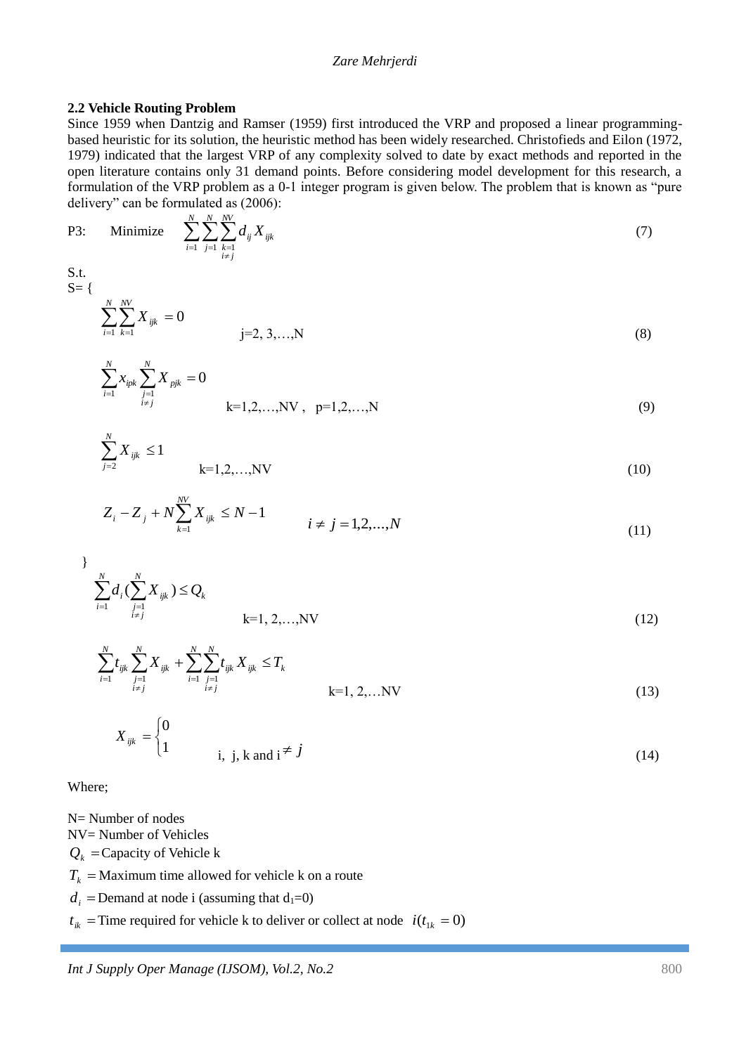### 2.2 Vehicle Routing Problem

Since 1959 when Dantzig and Ramser (1959) first introduced the VRP and proposed a linear programming-based heuristic for its solution, the heuristic method has been widely researched. Christofieds and Eilon (1972, 1979) indicated that the largest VRP of any complexity solved to date by exact methods and reported in the open literature contains only 31 demand points. Before considering model development for this research, a formulation of the VRP problem as a 0-1 integer program is given below. The problem that is known as "pure delivery" can be formulated as (2006):

P3: Minimize
$$\sum_{i=1}^{N}\sum_{j=1}^{N}\sum_{\substack{k=1 \\ i\neq j}}^{NV} d_{ij} X_{ijk} \tag{7}$$

S.t.

S= {

$$\sum_{i=1}^{N}\sum_{k=1}^{NV} X_{ijk} = 0 \qquad j=2, 3,\ldots,N \tag{8}$$

$$\sum_{i=1}^{N} x_{ipk} \sum_{\substack{j=1 \\ i\neq j}}^{N} X_{pjk} = 0 \qquad k=1,2,\ldots,NV , \quad p=1,2,\ldots,N \tag{9}$$

$$\sum_{j=2}^{N} X_{ijk} \leq 1 \qquad k=1,2,\ldots,NV \tag{10}$$

$$Z_i - Z_j + N\sum_{k=1}^{NV} X_{ijk} \leq N-1 \qquad i \neq j = 1,2,\ldots,N \tag{11}$$

}

$$\sum_{i=1}^{N} d_i \Big(\sum_{\substack{j=1 \\ i\neq j}}^{N} X_{ijk}\Big) \leq Q_k \qquad k=1, 2,\ldots,NV \tag{12}$$

$$\sum_{i=1}^{N} t_{ijk} \sum_{\substack{j=1 \\ i\neq j}}^{N} X_{ijk} + \sum_{i=1}^{N}\sum_{\substack{j=1 \\ i\neq j}}^{N} t_{ijk} X_{ijk} \leq T_k \qquad k=1, 2,\ldots NV \tag{13}$$

$$X_{ijk} = \begin{cases} 0 \\ 1 \end{cases} \qquad i,\ j,\ k \text{ and } i \neq j \tag{14}$$

Where;

N= Number of nodes  
NV= Number of Vehicles  
$Q_k$ = Capacity of Vehicle k  
$T_k$ = Maximum time allowed for vehicle k on a route  
$d_i$ = Demand at node i (assuming that $d_1$=0)  
$t_{ik}$ = Time required for vehicle k to deliver or collect at node $i (t_{1k} = 0)$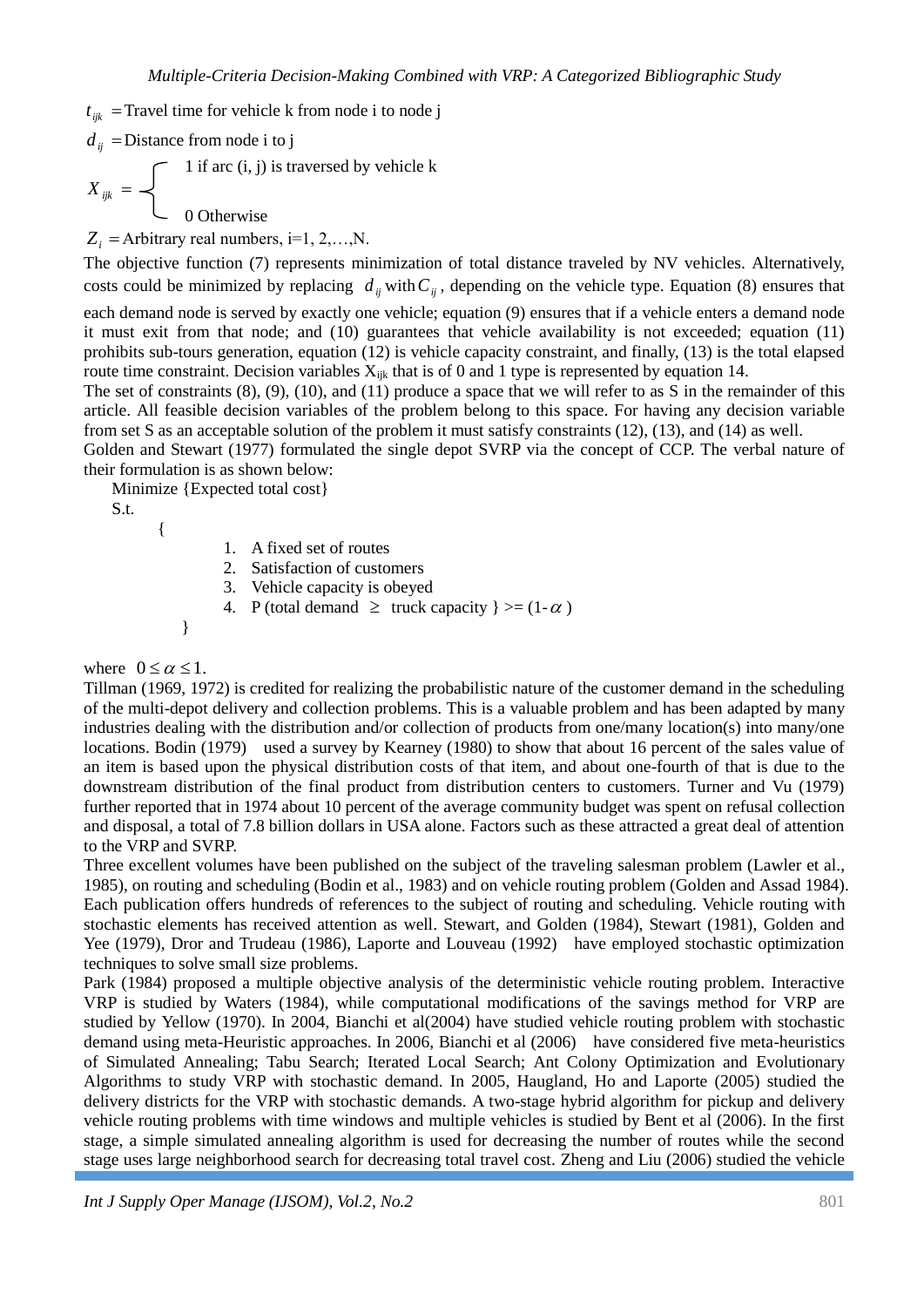$t_{ijk}$ = Travel time for vehicle k from node i to node j

$d_{ij}$ = Distance from node i to j

$$X_{ijk} = \begin{cases} 1 \text{ if arc (i, j) is traversed by vehicle k} \\ 0 \text{ Otherwise} \end{cases}$$

$Z_i$ = Arbitrary real numbers, i=1, 2,…,N.

The objective function (7) represents minimization of total distance traveled by NV vehicles. Alternatively, costs could be minimized by replacing $d_{ij}$ with $C_{ij}$, depending on the vehicle type. Equation (8) ensures that each demand node is served by exactly one vehicle; equation (9) ensures that if a vehicle enters a demand node it must exit from that node; and (10) guarantees that vehicle availability is not exceeded; equation (11) prohibits sub-tours generation, equation (12) is vehicle capacity constraint, and finally, (13) is the total elapsed route time constraint. Decision variables $X_{ijk}$ that is of 0 and 1 type is represented by equation 14.

The set of constraints (8), (9), (10), and (11) produce a space that we will refer to as S in the remainder of this article. All feasible decision variables of the problem belong to this space. For having any decision variable from set S as an acceptable solution of the problem it must satisfy constraints (12), (13), and (14) as well.

Golden and Stewart (1977) formulated the single depot SVRP via the concept of CCP. The verbal nature of their formulation is as shown below:

Minimize {Expected total cost}

S.t.

{

1. A fixed set of routes
2. Satisfaction of customers
3. Vehicle capacity is obeyed
4. P (total demand $\geq$ truck capacity } >= (1-$\alpha$)

}

where $0 \leq \alpha \leq 1$.

Tillman (1969, 1972) is credited for realizing the probabilistic nature of the customer demand in the scheduling of the multi-depot delivery and collection problems. This is a valuable problem and has been adapted by many industries dealing with the distribution and/or collection of products from one/many location(s) into many/one locations. Bodin (1979) used a survey by Kearney (1980) to show that about 16 percent of the sales value of an item is based upon the physical distribution costs of that item, and about one-fourth of that is due to the downstream distribution of the final product from distribution centers to customers. Turner and Vu (1979) further reported that in 1974 about 10 percent of the average community budget was spent on refusal collection and disposal, a total of 7.8 billion dollars in USA alone. Factors such as these attracted a great deal of attention to the VRP and SVRP.

Three excellent volumes have been published on the subject of the traveling salesman problem (Lawler et al., 1985), on routing and scheduling (Bodin et al., 1983) and on vehicle routing problem (Golden and Assad 1984). Each publication offers hundreds of references to the subject of routing and scheduling. Vehicle routing with stochastic elements has received attention as well. Stewart, and Golden (1984), Stewart (1981), Golden and Yee (1979), Dror and Trudeau (1986), Laporte and Louveau (1992) have employed stochastic optimization techniques to solve small size problems.

Park (1984) proposed a multiple objective analysis of the deterministic vehicle routing problem. Interactive VRP is studied by Waters (1984), while computational modifications of the savings method for VRP are studied by Yellow (1970). In 2004, Bianchi et al(2004) have studied vehicle routing problem with stochastic demand using meta-Heuristic approaches. In 2006, Bianchi et al (2006) have considered five meta-heuristics of Simulated Annealing; Tabu Search; Iterated Local Search; Ant Colony Optimization and Evolutionary Algorithms to study VRP with stochastic demand. In 2005, Haugland, Ho and Laporte (2005) studied the delivery districts for the VRP with stochastic demands. A two-stage hybrid algorithm for pickup and delivery vehicle routing problems with time windows and multiple vehicles is studied by Bent et al (2006). In the first stage, a simple simulated annealing algorithm is used for decreasing the number of routes while the second stage uses large neighborhood search for decreasing total travel cost. Zheng and Liu (2006) studied the vehicle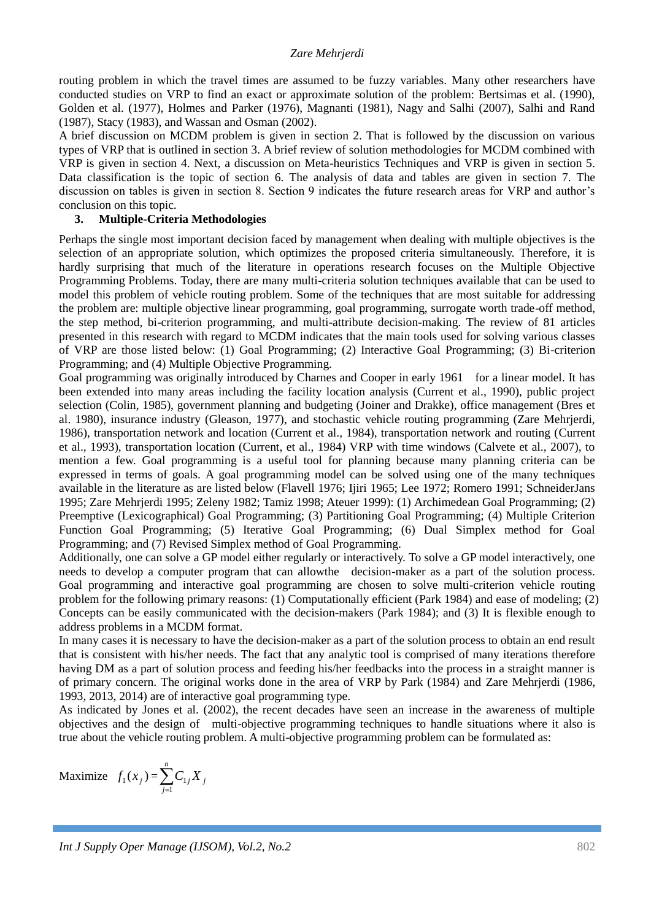routing problem in which the travel times are assumed to be fuzzy variables. Many other researchers have conducted studies on VRP to find an exact or approximate solution of the problem: Bertsimas et al. (1990), Golden et al. (1977), Holmes and Parker (1976), Magnanti (1981), Nagy and Salhi (2007), Salhi and Rand (1987), Stacy (1983), and Wassan and Osman (2002).

A brief discussion on MCDM problem is given in section 2. That is followed by the discussion on various types of VRP that is outlined in section 3. A brief review of solution methodologies for MCDM combined with VRP is given in section 4. Next, a discussion on Meta-heuristics Techniques and VRP is given in section 5. Data classification is the topic of section 6. The analysis of data and tables are given in section 7. The discussion on tables is given in section 8. Section 9 indicates the future research areas for VRP and author's conclusion on this topic.

## 3. Multiple-Criteria Methodologies

Perhaps the single most important decision faced by management when dealing with multiple objectives is the selection of an appropriate solution, which optimizes the proposed criteria simultaneously. Therefore, it is hardly surprising that much of the literature in operations research focuses on the Multiple Objective Programming Problems. Today, there are many multi-criteria solution techniques available that can be used to model this problem of vehicle routing problem. Some of the techniques that are most suitable for addressing the problem are: multiple objective linear programming, goal programming, surrogate worth trade-off method, the step method, bi-criterion programming, and multi-attribute decision-making. The review of 81 articles presented in this research with regard to MCDM indicates that the main tools used for solving various classes of VRP are those listed below: (1) Goal Programming; (2) Interactive Goal Programming; (3) Bi-criterion Programming; and (4) Multiple Objective Programming.

Goal programming was originally introduced by Charnes and Cooper in early 1961 for a linear model. It has been extended into many areas including the facility location analysis (Current et al., 1990), public project selection (Colin, 1985), government planning and budgeting (Joiner and Drakke), office management (Bres et al. 1980), insurance industry (Gleason, 1977), and stochastic vehicle routing programming (Zare Mehrjerdi, 1986), transportation network and location (Current et al., 1984), transportation network and routing (Current et al., 1993), transportation location (Current, et al., 1984) VRP with time windows (Calvete et al., 2007), to mention a few. Goal programming is a useful tool for planning because many planning criteria can be expressed in terms of goals. A goal programming model can be solved using one of the many techniques available in the literature as are listed below (Flavell 1976; Ijiri 1965; Lee 1972; Romero 1991; SchneiderJans 1995; Zare Mehrjerdi 1995; Zeleny 1982; Tamiz 1998; Ateuer 1999): (1) Archimedean Goal Programming; (2) Preemptive (Lexicographical) Goal Programming; (3) Partitioning Goal Programming; (4) Multiple Criterion Function Goal Programming; (5) Iterative Goal Programming; (6) Dual Simplex method for Goal Programming; and (7) Revised Simplex method of Goal Programming.

Additionally, one can solve a GP model either regularly or interactively. To solve a GP model interactively, one needs to develop a computer program that can allowthe decision-maker as a part of the solution process. Goal programming and interactive goal programming are chosen to solve multi-criterion vehicle routing problem for the following primary reasons: (1) Computationally efficient (Park 1984) and ease of modeling; (2) Concepts can be easily communicated with the decision-makers (Park 1984); and (3) It is flexible enough to address problems in a MCDM format.

In many cases it is necessary to have the decision-maker as a part of the solution process to obtain an end result that is consistent with his/her needs. The fact that any analytic tool is comprised of many iterations therefore having DM as a part of solution process and feeding his/her feedbacks into the process in a straight manner is of primary concern. The original works done in the area of VRP by Park (1984) and Zare Mehrjerdi (1986, 1993, 2013, 2014) are of interactive goal programming type.

As indicated by Jones et al. (2002), the recent decades have seen an increase in the awareness of multiple objectives and the design of multi-objective programming techniques to handle situations where it also is true about the vehicle routing problem. A multi-objective programming problem can be formulated as:

$$\text{Maximize} \quad f_1(x_j) = \sum_{j=1}^{n} C_{1j} X_j$$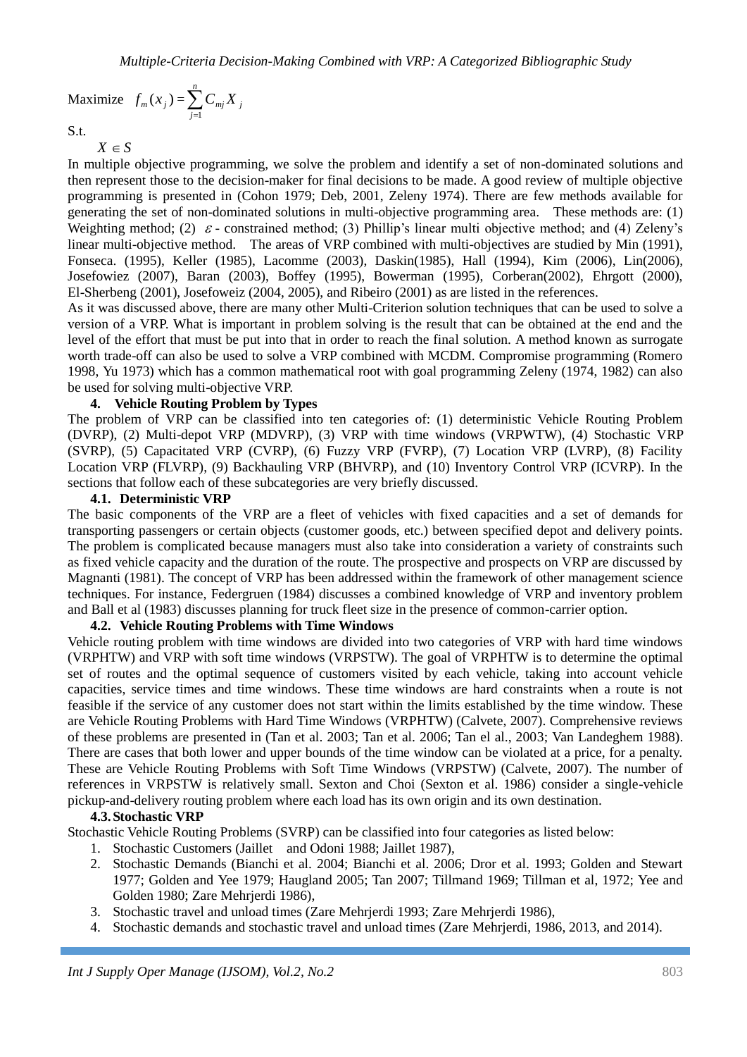$$\text{Maximize} \quad f_m(x_j) = \sum_{j=1}^{n} C_{mj} X_j$$

S.t.

$$X \in S$$

In multiple objective programming, we solve the problem and identify a set of non-dominated solutions and then represent those to the decision-maker for final decisions to be made. A good review of multiple objective programming is presented in (Cohon 1979; Deb, 2001, Zeleny 1974). There are few methods available for generating the set of non-dominated solutions in multi-objective programming area. These methods are: (1) Weighting method; (2) $\varepsilon$ - constrained method; (3) Phillip's linear multi objective method; and (4) Zeleny's linear multi-objective method. The areas of VRP combined with multi-objectives are studied by Min (1991), Fonseca. (1995), Keller (1985), Lacomme (2003), Daskin(1985), Hall (1994), Kim (2006), Lin(2006), Josefowiez (2007), Baran (2003), Boffey (1995), Bowerman (1995), Corberan(2002), Ehrgott (2000), El-Sherbeng (2001), Josefoweiz (2004, 2005), and Ribeiro (2001) as are listed in the references.

As it was discussed above, there are many other Multi-Criterion solution techniques that can be used to solve a version of a VRP. What is important in problem solving is the result that can be obtained at the end and the level of the effort that must be put into that in order to reach the final solution. A method known as surrogate worth trade-off can also be used to solve a VRP combined with MCDM. Compromise programming (Romero 1998, Yu 1973) which has a common mathematical root with goal programming Zeleny (1974, 1982) can also be used for solving multi-objective VRP.

## 4. Vehicle Routing Problem by Types

The problem of VRP can be classified into ten categories of: (1) deterministic Vehicle Routing Problem (DVRP), (2) Multi-depot VRP (MDVRP), (3) VRP with time windows (VRPWTW), (4) Stochastic VRP (SVRP), (5) Capacitated VRP (CVRP), (6) Fuzzy VRP (FVRP), (7) Location VRP (LVRP), (8) Facility Location VRP (FLVRP), (9) Backhauling VRP (BHVRP), and (10) Inventory Control VRP (ICVRP). In the sections that follow each of these subcategories are very briefly discussed.

### 4.1. Deterministic VRP

The basic components of the VRP are a fleet of vehicles with fixed capacities and a set of demands for transporting passengers or certain objects (customer goods, etc.) between specified depot and delivery points. The problem is complicated because managers must also take into consideration a variety of constraints such as fixed vehicle capacity and the duration of the route. The prospective and prospects on VRP are discussed by Magnanti (1981). The concept of VRP has been addressed within the framework of other management science techniques. For instance, Federgruen (1984) discusses a combined knowledge of VRP and inventory problem and Ball et al (1983) discusses planning for truck fleet size in the presence of common-carrier option.

### 4.2. Vehicle Routing Problems with Time Windows

Vehicle routing problem with time windows are divided into two categories of VRP with hard time windows (VRPHTW) and VRP with soft time windows (VRPSTW). The goal of VRPHTW is to determine the optimal set of routes and the optimal sequence of customers visited by each vehicle, taking into account vehicle capacities, service times and time windows. These time windows are hard constraints when a route is not feasible if the service of any customer does not start within the limits established by the time window. These are Vehicle Routing Problems with Hard Time Windows (VRPHTW) (Calvete, 2007). Comprehensive reviews of these problems are presented in (Tan et al. 2003; Tan et al. 2006; Tan el al., 2003; Van Landeghem 1988). There are cases that both lower and upper bounds of the time window can be violated at a price, for a penalty. These are Vehicle Routing Problems with Soft Time Windows (VRPSTW) (Calvete, 2007). The number of references in VRPSTW is relatively small. Sexton and Choi (Sexton et al. 1986) consider a single-vehicle pickup-and-delivery routing problem where each load has its own origin and its own destination.

### 4.3. Stochastic VRP

Stochastic Vehicle Routing Problems (SVRP) can be classified into four categories as listed below:

1. Stochastic Customers (Jaillet and Odoni 1988; Jaillet 1987),
2. Stochastic Demands (Bianchi et al. 2004; Bianchi et al. 2006; Dror et al. 1993; Golden and Stewart 1977; Golden and Yee 1979; Haugland 2005; Tan 2007; Tillmand 1969; Tillman et al, 1972; Yee and Golden 1980; Zare Mehrjerdi 1986),
3. Stochastic travel and unload times (Zare Mehrjerdi 1993; Zare Mehrjerdi 1986),
4. Stochastic demands and stochastic travel and unload times (Zare Mehrjerdi, 1986, 2013, and 2014).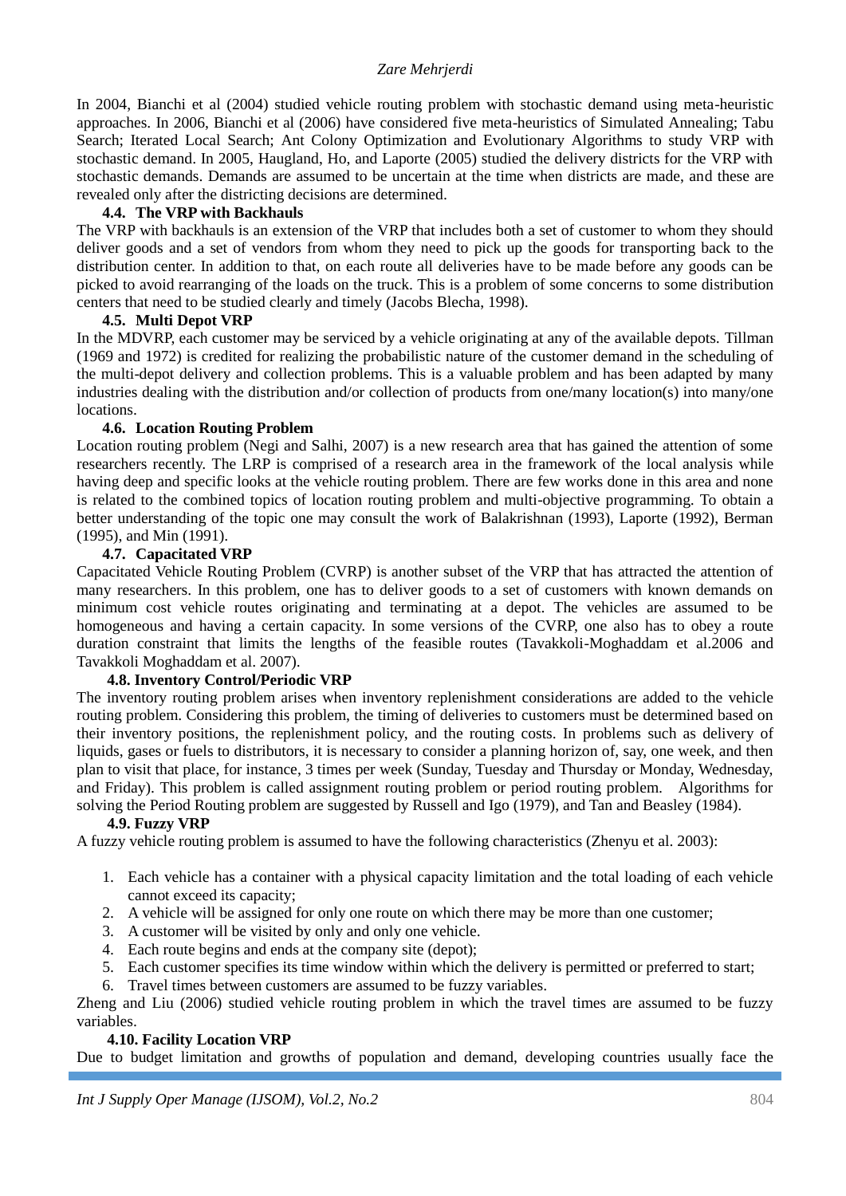In 2004, Bianchi et al (2004) studied vehicle routing problem with stochastic demand using meta-heuristic approaches. In 2006, Bianchi et al (2006) have considered five meta-heuristics of Simulated Annealing; Tabu Search; Iterated Local Search; Ant Colony Optimization and Evolutionary Algorithms to study VRP with stochastic demand. In 2005, Haugland, Ho, and Laporte (2005) studied the delivery districts for the VRP with stochastic demands. Demands are assumed to be uncertain at the time when districts are made, and these are revealed only after the districting decisions are determined.

### 4.4. The VRP with Backhauls

The VRP with backhauls is an extension of the VRP that includes both a set of customer to whom they should deliver goods and a set of vendors from whom they need to pick up the goods for transporting back to the distribution center. In addition to that, on each route all deliveries have to be made before any goods can be picked to avoid rearranging of the loads on the truck. This is a problem of some concerns to some distribution centers that need to be studied clearly and timely (Jacobs Blecha, 1998).

### 4.5. Multi Depot VRP

In the MDVRP, each customer may be serviced by a vehicle originating at any of the available depots. Tillman (1969 and 1972) is credited for realizing the probabilistic nature of the customer demand in the scheduling of the multi-depot delivery and collection problems. This is a valuable problem and has been adapted by many industries dealing with the distribution and/or collection of products from one/many location(s) into many/one locations.

### 4.6. Location Routing Problem

Location routing problem (Negi and Salhi, 2007) is a new research area that has gained the attention of some researchers recently. The LRP is comprised of a research area in the framework of the local analysis while having deep and specific looks at the vehicle routing problem. There are few works done in this area and none is related to the combined topics of location routing problem and multi-objective programming. To obtain a better understanding of the topic one may consult the work of Balakrishnan (1993), Laporte (1992), Berman (1995), and Min (1991).

### 4.7. Capacitated VRP

Capacitated Vehicle Routing Problem (CVRP) is another subset of the VRP that has attracted the attention of many researchers. In this problem, one has to deliver goods to a set of customers with known demands on minimum cost vehicle routes originating and terminating at a depot. The vehicles are assumed to be homogeneous and having a certain capacity. In some versions of the CVRP, one also has to obey a route duration constraint that limits the lengths of the feasible routes (Tavakkoli-Moghaddam et al.2006 and Tavakkoli Moghaddam et al. 2007).

### 4.8. Inventory Control/Periodic VRP

The inventory routing problem arises when inventory replenishment considerations are added to the vehicle routing problem. Considering this problem, the timing of deliveries to customers must be determined based on their inventory positions, the replenishment policy, and the routing costs. In problems such as delivery of liquids, gases or fuels to distributors, it is necessary to consider a planning horizon of, say, one week, and then plan to visit that place, for instance, 3 times per week (Sunday, Tuesday and Thursday or Monday, Wednesday, and Friday). This problem is called assignment routing problem or period routing problem. Algorithms for solving the Period Routing problem are suggested by Russell and Igo (1979), and Tan and Beasley (1984).

### 4.9. Fuzzy VRP

A fuzzy vehicle routing problem is assumed to have the following characteristics (Zhenyu et al. 2003):

1. Each vehicle has a container with a physical capacity limitation and the total loading of each vehicle cannot exceed its capacity;
2. A vehicle will be assigned for only one route on which there may be more than one customer;
3. A customer will be visited by only and only one vehicle.
4. Each route begins and ends at the company site (depot);
5. Each customer specifies its time window within which the delivery is permitted or preferred to start;
6. Travel times between customers are assumed to be fuzzy variables.

Zheng and Liu (2006) studied vehicle routing problem in which the travel times are assumed to be fuzzy variables.

### 4.10. Facility Location VRP

Due to budget limitation and growths of population and demand, developing countries usually face the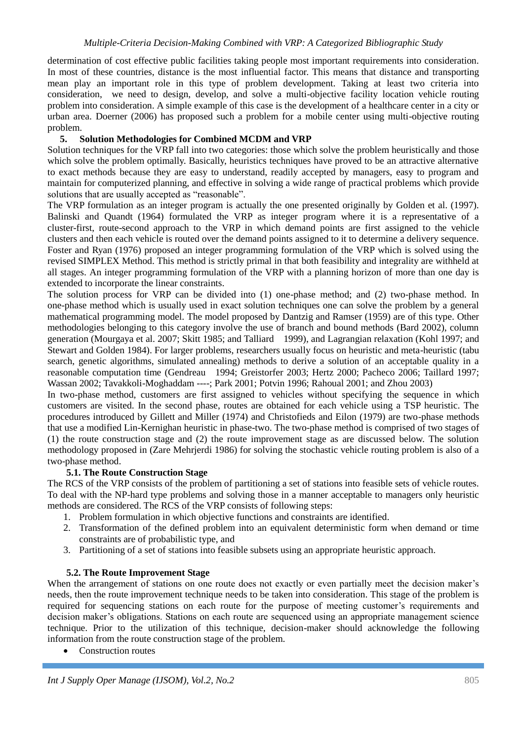determination of cost effective public facilities taking people most important requirements into consideration. In most of these countries, distance is the most influential factor. This means that distance and transporting mean play an important role in this type of problem development. Taking at least two criteria into consideration, we need to design, develop, and solve a multi-objective facility location vehicle routing problem into consideration. A simple example of this case is the development of a healthcare center in a city or urban area. Doerner (2006) has proposed such a problem for a mobile center using multi-objective routing problem.

## 5. Solution Methodologies for Combined MCDM and VRP

Solution techniques for the VRP fall into two categories: those which solve the problem heuristically and those which solve the problem optimally. Basically, heuristics techniques have proved to be an attractive alternative to exact methods because they are easy to understand, readily accepted by managers, easy to program and maintain for computerized planning, and effective in solving a wide range of practical problems which provide solutions that are usually accepted as "reasonable".

The VRP formulation as an integer program is actually the one presented originally by Golden et al. (1997). Balinski and Quandt (1964) formulated the VRP as integer program where it is a representative of a cluster-first, route-second approach to the VRP in which demand points are first assigned to the vehicle clusters and then each vehicle is routed over the demand points assigned to it to determine a delivery sequence. Foster and Ryan (1976) proposed an integer programming formulation of the VRP which is solved using the revised SIMPLEX Method. This method is strictly primal in that both feasibility and integrality are withheld at all stages. An integer programming formulation of the VRP with a planning horizon of more than one day is extended to incorporate the linear constraints.

The solution process for VRP can be divided into (1) one-phase method; and (2) two-phase method. In one-phase method which is usually used in exact solution techniques one can solve the problem by a general mathematical programming model. The model proposed by Dantzig and Ramser (1959) are of this type. Other methodologies belonging to this category involve the use of branch and bound methods (Bard 2002), column generation (Mourgaya et al. 2007; Skitt 1985; and Talliard 1999), and Lagrangian relaxation (Kohl 1997; and Stewart and Golden 1984). For larger problems, researchers usually focus on heuristic and meta-heuristic (tabu search, genetic algorithms, simulated annealing) methods to derive a solution of an acceptable quality in a reasonable computation time (Gendreau 1994; Greistorfer 2003; Hertz 2000; Pacheco 2006; Taillard 1997; Wassan 2002; Tavakkoli-Moghaddam ----; Park 2001; Potvin 1996; Rahoual 2001; and Zhou 2003)

In two-phase method, customers are first assigned to vehicles without specifying the sequence in which customers are visited. In the second phase, routes are obtained for each vehicle using a TSP heuristic. The procedures introduced by Gillett and Miller (1974) and Christofieds and Eilon (1979) are two-phase methods that use a modified Lin-Kernighan heuristic in phase-two. The two-phase method is comprised of two stages of (1) the route construction stage and (2) the route improvement stage as are discussed below. The solution methodology proposed in (Zare Mehrjerdi 1986) for solving the stochastic vehicle routing problem is also of a two-phase method.

### 5.1. The Route Construction Stage

The RCS of the VRP consists of the problem of partitioning a set of stations into feasible sets of vehicle routes. To deal with the NP-hard type problems and solving those in a manner acceptable to managers only heuristic methods are considered. The RCS of the VRP consists of following steps:

1. Problem formulation in which objective functions and constraints are identified.
2. Transformation of the defined problem into an equivalent deterministic form when demand or time constraints are of probabilistic type, and
3. Partitioning of a set of stations into feasible subsets using an appropriate heuristic approach.

### 5.2. The Route Improvement Stage

When the arrangement of stations on one route does not exactly or even partially meet the decision maker's needs, then the route improvement technique needs to be taken into consideration. This stage of the problem is required for sequencing stations on each route for the purpose of meeting customer's requirements and decision maker's obligations. Stations on each route are sequenced using an appropriate management science technique. Prior to the utilization of this technique, decision-maker should acknowledge the following information from the route construction stage of the problem.

- Construction routes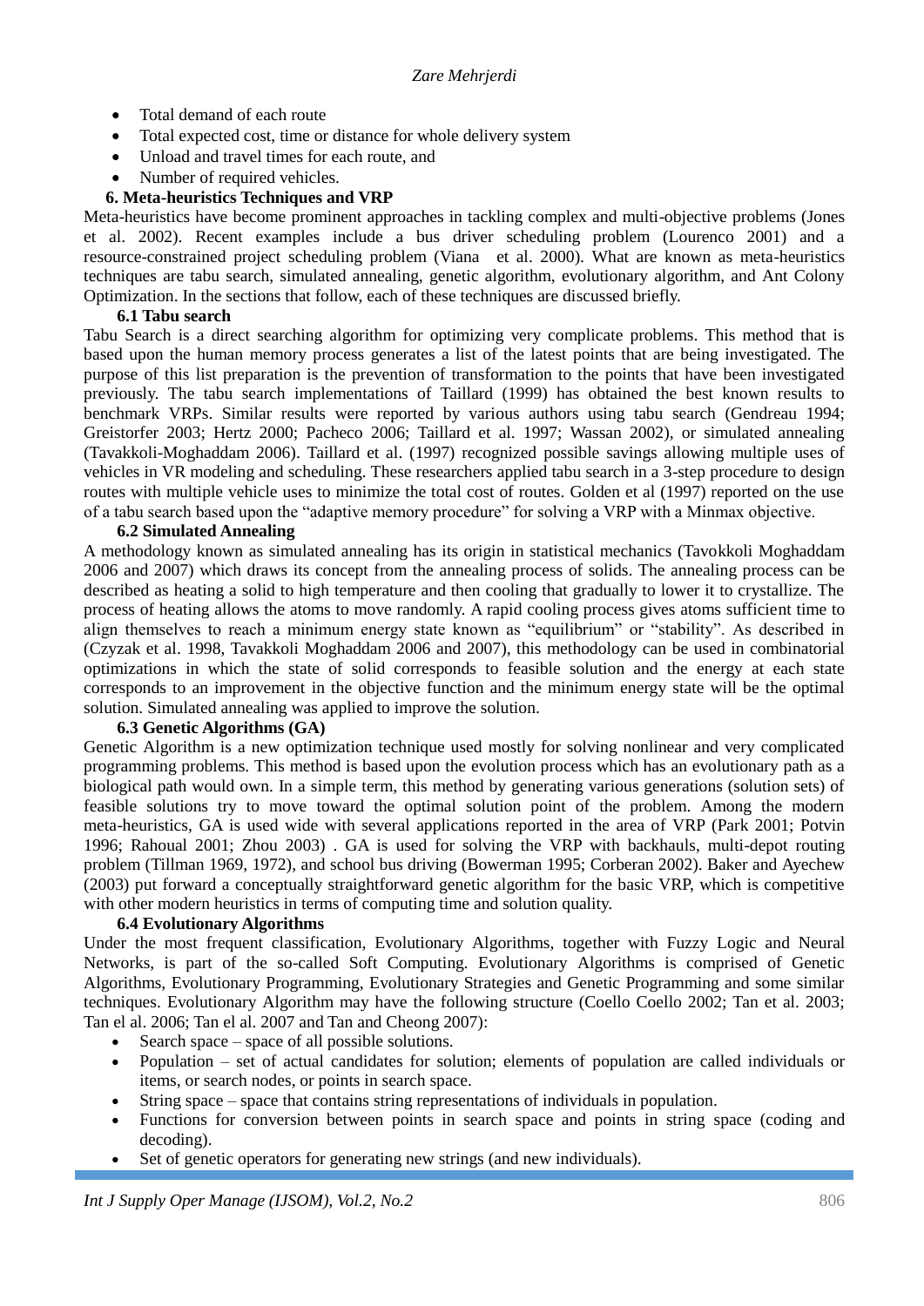- Total demand of each route
- Total expected cost, time or distance for whole delivery system
- Unload and travel times for each route, and
- Number of required vehicles.

## 6. Meta-heuristics Techniques and VRP

Meta-heuristics have become prominent approaches in tackling complex and multi-objective problems (Jones et al. 2002). Recent examples include a bus driver scheduling problem (Lourenco 2001) and a resource-constrained project scheduling problem (Viana et al. 2000). What are known as meta-heuristics techniques are tabu search, simulated annealing, genetic algorithm, evolutionary algorithm, and Ant Colony Optimization. In the sections that follow, each of these techniques are discussed briefly.

### 6.1 Tabu search

Tabu Search is a direct searching algorithm for optimizing very complicate problems. This method that is based upon the human memory process generates a list of the latest points that are being investigated. The purpose of this list preparation is the prevention of transformation to the points that have been investigated previously. The tabu search implementations of Taillard (1999) has obtained the best known results to benchmark VRPs. Similar results were reported by various authors using tabu search (Gendreau 1994; Greistorfer 2003; Hertz 2000; Pacheco 2006; Taillard et al. 1997; Wassan 2002), or simulated annealing (Tavakkoli-Moghaddam 2006). Taillard et al. (1997) recognized possible savings allowing multiple uses of vehicles in VR modeling and scheduling. These researchers applied tabu search in a 3-step procedure to design routes with multiple vehicle uses to minimize the total cost of routes. Golden et al (1997) reported on the use of a tabu search based upon the "adaptive memory procedure" for solving a VRP with a Minmax objective.

### 6.2 Simulated Annealing

A methodology known as simulated annealing has its origin in statistical mechanics (Tavokkoli Moghaddam 2006 and 2007) which draws its concept from the annealing process of solids. The annealing process can be described as heating a solid to high temperature and then cooling that gradually to lower it to crystallize. The process of heating allows the atoms to move randomly. A rapid cooling process gives atoms sufficient time to align themselves to reach a minimum energy state known as "equilibrium" or "stability". As described in (Czyzak et al. 1998, Tavakkoli Moghaddam 2006 and 2007), this methodology can be used in combinatorial optimizations in which the state of solid corresponds to feasible solution and the energy at each state corresponds to an improvement in the objective function and the minimum energy state will be the optimal solution. Simulated annealing was applied to improve the solution.

### 6.3 Genetic Algorithms (GA)

Genetic Algorithm is a new optimization technique used mostly for solving nonlinear and very complicated programming problems. This method is based upon the evolution process which has an evolutionary path as a biological path would own. In a simple term, this method by generating various generations (solution sets) of feasible solutions try to move toward the optimal solution point of the problem. Among the modern meta-heuristics, GA is used wide with several applications reported in the area of VRP (Park 2001; Potvin 1996; Rahoual 2001; Zhou 2003) . GA is used for solving the VRP with backhauls, multi-depot routing problem (Tillman 1969, 1972), and school bus driving (Bowerman 1995; Corberan 2002). Baker and Ayechew (2003) put forward a conceptually straightforward genetic algorithm for the basic VRP, which is competitive with other modern heuristics in terms of computing time and solution quality.

### 6.4 Evolutionary Algorithms

Under the most frequent classification, Evolutionary Algorithms, together with Fuzzy Logic and Neural Networks, is part of the so-called Soft Computing. Evolutionary Algorithms is comprised of Genetic Algorithms, Evolutionary Programming, Evolutionary Strategies and Genetic Programming and some similar techniques. Evolutionary Algorithm may have the following structure (Coello Coello 2002; Tan et al. 2003; Tan el al. 2006; Tan el al. 2007 and Tan and Cheong 2007):

- Search space – space of all possible solutions.
- Population – set of actual candidates for solution; elements of population are called individuals or items, or search nodes, or points in search space.
- String space – space that contains string representations of individuals in population.
- Functions for conversion between points in search space and points in string space (coding and decoding).
- Set of genetic operators for generating new strings (and new individuals).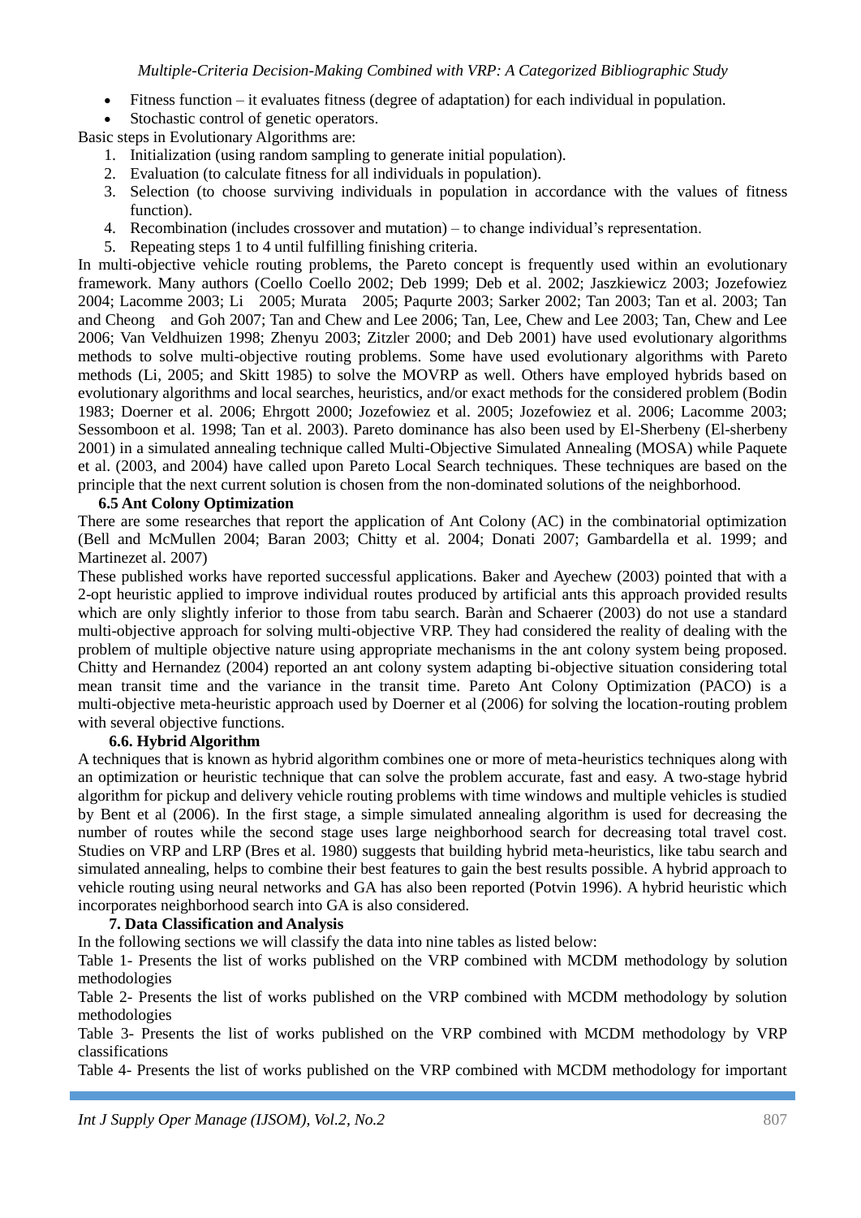- Fitness function – it evaluates fitness (degree of adaptation) for each individual in population.
- Stochastic control of genetic operators.

Basic steps in Evolutionary Algorithms are:

1. Initialization (using random sampling to generate initial population).
2. Evaluation (to calculate fitness for all individuals in population).
3. Selection (to choose surviving individuals in population in accordance with the values of fitness function).
4. Recombination (includes crossover and mutation) – to change individual's representation.
5. Repeating steps 1 to 4 until fulfilling finishing criteria.

In multi-objective vehicle routing problems, the Pareto concept is frequently used within an evolutionary framework. Many authors (Coello Coello 2002; Deb 1999; Deb et al. 2002; Jaszkiewicz 2003; Jozefowiez 2004; Lacomme 2003; Li 2005; Murata 2005; Paqurte 2003; Sarker 2002; Tan 2003; Tan et al. 2003; Tan and Cheong and Goh 2007; Tan and Chew and Lee 2006; Tan, Lee, Chew and Lee 2003; Tan, Chew and Lee 2006; Van Veldhuizen 1998; Zhenyu 2003; Zitzler 2000; and Deb 2001) have used evolutionary algorithms methods to solve multi-objective routing problems. Some have used evolutionary algorithms with Pareto methods (Li, 2005; and Skitt 1985) to solve the MOVRP as well. Others have employed hybrids based on evolutionary algorithms and local searches, heuristics, and/or exact methods for the considered problem (Bodin 1983; Doerner et al. 2006; Ehrgott 2000; Jozefowiez et al. 2005; Jozefowiez et al. 2006; Lacomme 2003; Sessomboon et al. 1998; Tan et al. 2003). Pareto dominance has also been used by El-Sherbeny (El-sherbeny 2001) in a simulated annealing technique called Multi-Objective Simulated Annealing (MOSA) while Paquete et al. (2003, and 2004) have called upon Pareto Local Search techniques. These techniques are based on the principle that the next current solution is chosen from the non-dominated solutions of the neighborhood.

### 6.5 Ant Colony Optimization

There are some researches that report the application of Ant Colony (AC) in the combinatorial optimization (Bell and McMullen 2004; Baran 2003; Chitty et al. 2004; Donati 2007; Gambardella et al. 1999; and Martinezet al. 2007)

These published works have reported successful applications. Baker and Ayechew (2003) pointed that with a 2-opt heuristic applied to improve individual routes produced by artificial ants this approach provided results which are only slightly inferior to those from tabu search. Baràn and Schaerer (2003) do not use a standard multi-objective approach for solving multi-objective VRP. They had considered the reality of dealing with the problem of multiple objective nature using appropriate mechanisms in the ant colony system being proposed. Chitty and Hernandez (2004) reported an ant colony system adapting bi-objective situation considering total mean transit time and the variance in the transit time. Pareto Ant Colony Optimization (PACO) is a multi-objective meta-heuristic approach used by Doerner et al (2006) for solving the location-routing problem with several objective functions.

### 6.6. Hybrid Algorithm

A techniques that is known as hybrid algorithm combines one or more of meta-heuristics techniques along with an optimization or heuristic technique that can solve the problem accurate, fast and easy. A two-stage hybrid algorithm for pickup and delivery vehicle routing problems with time windows and multiple vehicles is studied by Bent et al (2006). In the first stage, a simple simulated annealing algorithm is used for decreasing the number of routes while the second stage uses large neighborhood search for decreasing total travel cost. Studies on VRP and LRP (Bres et al. 1980) suggests that building hybrid meta-heuristics, like tabu search and simulated annealing, helps to combine their best features to gain the best results possible. A hybrid approach to vehicle routing using neural networks and GA has also been reported (Potvin 1996). A hybrid heuristic which incorporates neighborhood search into GA is also considered.

## 7. Data Classification and Analysis

In the following sections we will classify the data into nine tables as listed below:

Table 1- Presents the list of works published on the VRP combined with MCDM methodology by solution methodologies

Table 2- Presents the list of works published on the VRP combined with MCDM methodology by solution methodologies

Table 3- Presents the list of works published on the VRP combined with MCDM methodology by VRP classifications

Table 4- Presents the list of works published on the VRP combined with MCDM methodology for important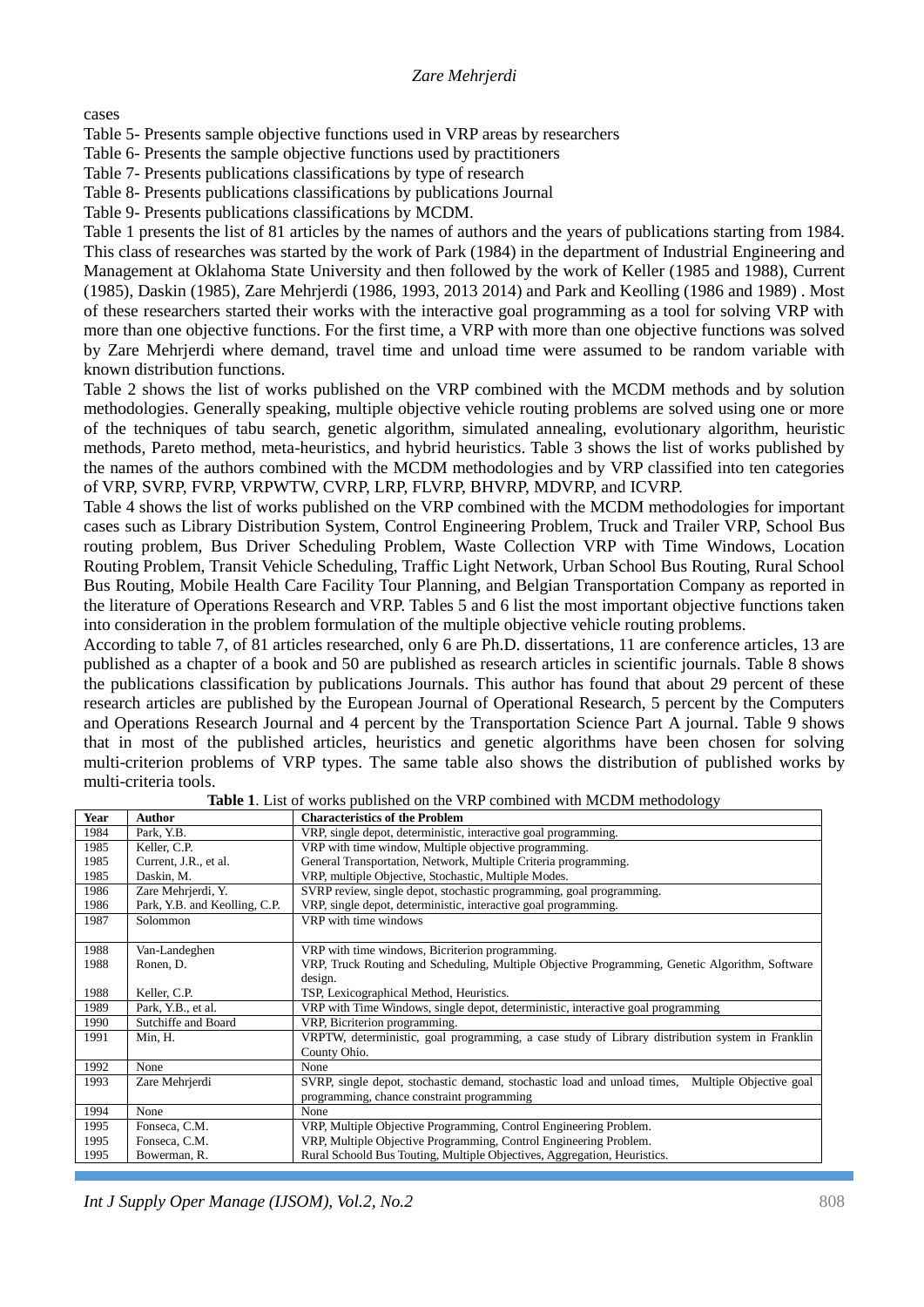cases

Table 5- Presents sample objective functions used in VRP areas by researchers

Table 6- Presents the sample objective functions used by practitioners

Table 7- Presents publications classifications by type of research

Table 8- Presents publications classifications by publications Journal

Table 9- Presents publications classifications by MCDM.

Table 1 presents the list of 81 articles by the names of authors and the years of publications starting from 1984. This class of researches was started by the work of Park (1984) in the department of Industrial Engineering and Management at Oklahoma State University and then followed by the work of Keller (1985 and 1988), Current (1985), Daskin (1985), Zare Mehrjerdi (1986, 1993, 2013 2014) and Park and Keolling (1986 and 1989) . Most of these researchers started their works with the interactive goal programming as a tool for solving VRP with more than one objective functions. For the first time, a VRP with more than one objective functions was solved by Zare Mehrjerdi where demand, travel time and unload time were assumed to be random variable with known distribution functions.

Table 2 shows the list of works published on the VRP combined with the MCDM methods and by solution methodologies. Generally speaking, multiple objective vehicle routing problems are solved using one or more of the techniques of tabu search, genetic algorithm, simulated annealing, evolutionary algorithm, heuristic methods, Pareto method, meta-heuristics, and hybrid heuristics. Table 3 shows the list of works published by the names of the authors combined with the MCDM methodologies and by VRP classified into ten categories of VRP, SVRP, FVRP, VRPWTW, CVRP, LRP, FLVRP, BHVRP, MDVRP, and ICVRP.

Table 4 shows the list of works published on the VRP combined with the MCDM methodologies for important cases such as Library Distribution System, Control Engineering Problem, Truck and Trailer VRP, School Bus routing problem, Bus Driver Scheduling Problem, Waste Collection VRP with Time Windows, Location Routing Problem, Transit Vehicle Scheduling, Traffic Light Network, Urban School Bus Routing, Rural School Bus Routing, Mobile Health Care Facility Tour Planning, and Belgian Transportation Company as reported in the literature of Operations Research and VRP. Tables 5 and 6 list the most important objective functions taken into consideration in the problem formulation of the multiple objective vehicle routing problems.

According to table 7, of 81 articles researched, only 6 are Ph.D. dissertations, 11 are conference articles, 13 are published as a chapter of a book and 50 are published as research articles in scientific journals. Table 8 shows the publications classification by publications Journals. This author has found that about 29 percent of these research articles are published by the European Journal of Operational Research, 5 percent by the Computers and Operations Research Journal and 4 percent by the Transportation Science Part A journal. Table 9 shows that in most of the published articles, heuristics and genetic algorithms have been chosen for solving multi-criterion problems of VRP types. The same table also shows the distribution of published works by multi-criteria tools.

**Table 1**. List of works published on the VRP combined with MCDM methodology

| Year | Author | Characteristics of the Problem |
|---|---|---|
| 1984 | Park, Y.B. | VRP, single depot, deterministic, interactive goal programming. |
| 1985 | Keller, C.P. | VRP with time window, Multiple objective programming. |
| 1985 | Current, J.R., et al. | General Transportation, Network, Multiple Criteria programming. |
| 1985 | Daskin, M. | VRP, multiple Objective, Stochastic, Multiple Modes. |
| 1986 | Zare Mehrjerdi, Y. | SVRP review, single depot, stochastic programming, goal programming. |
| 1986 | Park, Y.B. and Keolling, C.P. | VRP, single depot, deterministic, interactive goal programming. |
| 1987 | Solommon | VRP with time windows |
| 1988 | Van-Landeghen | VRP with time windows, Bicriterion programming. |
| 1988 | Ronen, D. | VRP, Truck Routing and Scheduling, Multiple Objective Programming, Genetic Algorithm, Software design. |
| 1988 | Keller, C.P. | TSP, Lexicographical Method, Heuristics. |
| 1989 | Park, Y.B., et al. | VRP with Time Windows, single depot, deterministic, interactive goal programming |
| 1990 | Sutchiffe and Board | VRP, Bicriterion programming. |
| 1991 | Min, H. | VRPTW, deterministic, goal programming, a case study of Library distribution system in Franklin County Ohio. |
| 1992 | None | None |
| 1993 | Zare Mehrjerdi | SVRP, single depot, stochastic demand, stochastic load and unload times, Multiple Objective goal programming, chance constraint programming |
| 1994 | None | None |
| 1995 | Fonseca, C.M. | VRP, Multiple Objective Programming, Control Engineering Problem. |
| 1995 | Fonseca, C.M. | VRP, Multiple Objective Programming, Control Engineering Problem. |
| 1995 | Bowerman, R. | Rural Schoold Bus Touting, Multiple Objectives, Aggregation, Heuristics. |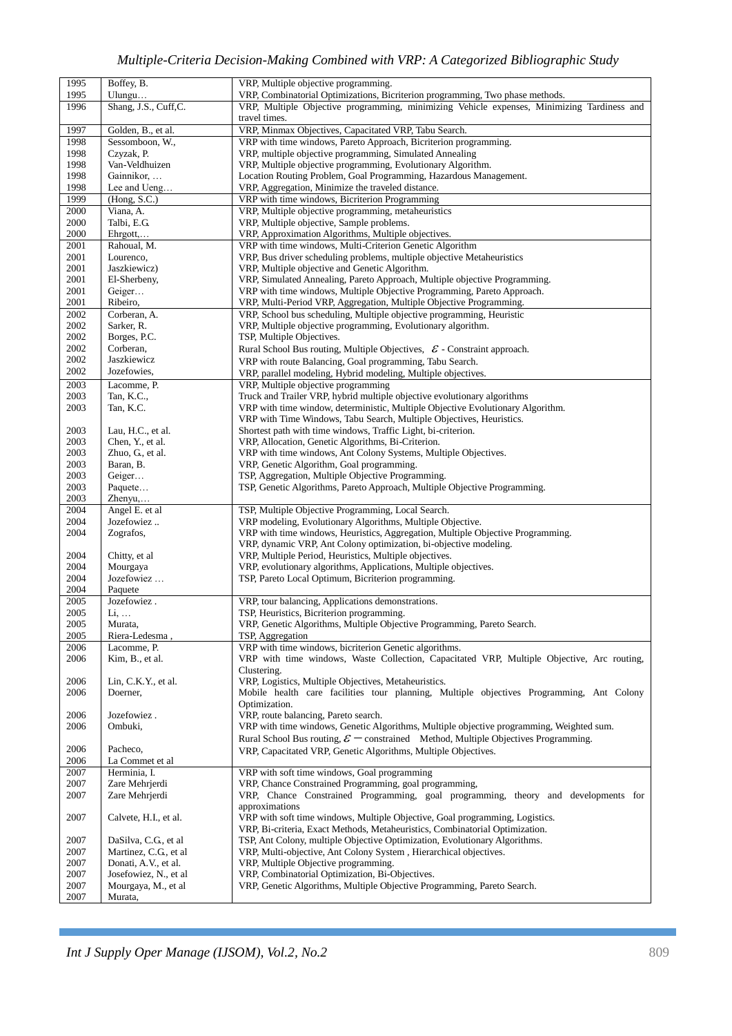| | | |
|---|---|---|
| 1995 | Boffey, B. | VRP, Multiple objective programming. |
| 1995 | Ulungu… | VRP, Combinatorial Optimizations, Bicriterion programming, Two phase methods. |
| 1996 | Shang, J.S., Cuff,C. | VRP, Multiple Objective programming, minimizing Vehicle expenses, Minimizing Tardiness and travel times. |
| 1997 | Golden, B., et al. | VRP, Minmax Objectives, Capacitated VRP, Tabu Search. |
| 1998 | Sessomboon, W., | VRP with time windows, Pareto Approach, Bicriterion programming. |
| 1998 | Czyzak, P. | VRP, multiple objective programming, Simulated Annealing |
| 1998 | Van-Veldhuizen | VRP, Multiple objective programming, Evolutionary Algorithm. |
| 1998 | Gainnikor, … | Location Routing Problem, Goal Programming, Hazardous Management. |
| 1998 | Lee and Ueng… | VRP, Aggregation, Minimize the traveled distance. |
| 1999 | (Hong, S.C.) | VRP with time windows, Bicriterion Programming |
| 2000 | Viana, A. | VRP, Multiple objective programming, metaheuristics |
| 2000 | Talbi, E.G. | VRP, Multiple objective, Sample problems. |
| 2000 | Ehrgott,… | VRP, Approximation Algorithms, Multiple objectives. |
| 2001 | Rahoual, M. | VRP with time windows, Multi-Criterion Genetic Algorithm |
| 2001 | Lourenco, | VRP, Bus driver scheduling problems, multiple objective Metaheuristics |
| 2001 | Jaszkiewicz) | VRP, Multiple objective and Genetic Algorithm. |
| 2001 | El-Sherbeny, | VRP, Simulated Annealing, Pareto Approach, Multiple objective Programming. |
| 2001 | Geiger… | VRP with time windows, Multiple Objective Programming, Pareto Approach. |
| 2001 | Ribeiro, | VRP, Multi-Period VRP, Aggregation, Multiple Objective Programming. |
| 2002 | Corberan, A. | VRP, School bus scheduling, Multiple objective programming, Heuristic |
| 2002 | Sarker, R. | VRP, Multiple objective programming, Evolutionary algorithm. |
| 2002 | Borges, P.C. | TSP, Multiple Objectives. |
| 2002 | Corberan, | Rural School Bus routing, Multiple Objectives, $\varepsilon$ - Constraint approach. |
| 2002 | Jaszkiewicz | VRP with route Balancing, Goal programming, Tabu Search. |
| 2002 | Jozefowies, | VRP, parallel modeling, Hybrid modeling, Multiple objectives. |
| 2003 | Lacomme, P. | VRP, Multiple objective programming |
| 2003 | Tan, K.C., | Truck and Trailer VRP, hybrid multiple objective evolutionary algorithms |
| 2003 | Tan, K.C. | VRP with time window, deterministic, Multiple Objective Evolutionary Algorithm. |
| | | VRP with Time Windows, Tabu Search, Multiple Objectives, Heuristics. |
| 2003 | Lau, H.C., et al. | Shortest path with time windows, Traffic Light, bi-criterion. |
| 2003 | Chen, Y., et al. | VRP, Allocation, Genetic Algorithms, Bi-Criterion. |
| 2003 | Zhuo, G., et al. | VRP with time windows, Ant Colony Systems, Multiple Objectives. |
| 2003 | Baran, B. | VRP, Genetic Algorithm, Goal programming. |
| 2003 | Geiger… | TSP, Aggregation, Multiple Objective Programming. |
| 2003 | Paquete… | TSP, Genetic Algorithms, Pareto Approach, Multiple Objective Programming. |
| 2003 | Zhenyu,… | |
| 2004 | Angel E. et al | TSP, Multiple Objective Programming, Local Search. |
| 2004 | Jozefowiez .. | VRP modeling, Evolutionary Algorithms, Multiple Objective. |
| 2004 | Zografos, | VRP with time windows, Heuristics, Aggregation, Multiple Objective Programming. |
| | | VRP, dynamic VRP, Ant Colony optimization, bi-objective modeling. |
| 2004 | Chitty, et al | VRP, Multiple Period, Heuristics, Multiple objectives. |
| 2004 | Mourgaya | VRP, evolutionary algorithms, Applications, Multiple objectives. |
| 2004 | Jozefowiez … | TSP, Pareto Local Optimum, Bicriterion programming. |
| 2004 | Paquete | |
| 2005 | Jozefowiez . | VRP, tour balancing, Applications demonstrations. |
| 2005 | Li, … | TSP, Heuristics, Bicriterion programming. |
| 2005 | Murata, | VRP, Genetic Algorithms, Multiple Objective Programming, Pareto Search. |
| 2005 | Riera-Ledesma , | TSP, Aggregation |
| 2006 | Lacomme, P. | VRP with time windows, bicriterion Genetic algorithms. |
| 2006 | Kim, B., et al. | VRP with time windows, Waste Collection, Capacitated VRP, Multiple Objective, Arc routing, Clustering. |
| 2006 | Lin, C.K.Y., et al. | VRP, Logistics, Multiple Objectives, Metaheuristics. |
| 2006 | Doerner, | Mobile health care facilities tour planning, Multiple objectives Programming, Ant Colony Optimization. |
| 2006 | Jozefowiez . | VRP, route balancing, Pareto search. |
| 2006 | Ombuki, | VRP with time windows, Genetic Algorithms, Multiple objective programming, Weighted sum. |
| | | Rural School Bus routing, $\varepsilon$ − constrained Method, Multiple Objectives Programming. |
| 2006 | Pacheco, | VRP, Capacitated VRP, Genetic Algorithms, Multiple Objectives. |
| 2006 | La Commet et al | |
| 2007 | Herminia, I. | VRP with soft time windows, Goal programming |
| 2007 | Zare Mehrjerdi | VRP, Chance Constrained Programming, goal programming, |
| 2007 | Zare Mehrjerdi | VRP, Chance Constrained Programming, goal programming, theory and developments for approximations |
| 2007 | Calvete, H.I., et al. | VRP with soft time windows, Multiple Objective, Goal programming, Logistics. |
| | | VRP, Bi-criteria, Exact Methods, Metaheuristics, Combinatorial Optimization. |
| 2007 | DaSilva, C.G., et al | TSP, Ant Colony, multiple Objective Optimization, Evolutionary Algorithms. |
| 2007 | Martinez, C.G., et al | VRP, Multi-objective, Ant Colony System , Hierarchical objectives. |
| 2007 | Donati, A.V., et al. | VRP, Multiple Objective programming. |
| 2007 | Josefowiez, N., et al | VRP, Combinatorial Optimization, Bi-Objectives. |
| 2007 | Mourgaya, M., et al | VRP, Genetic Algorithms, Multiple Objective Programming, Pareto Search. |
| 2007 | Murata, | |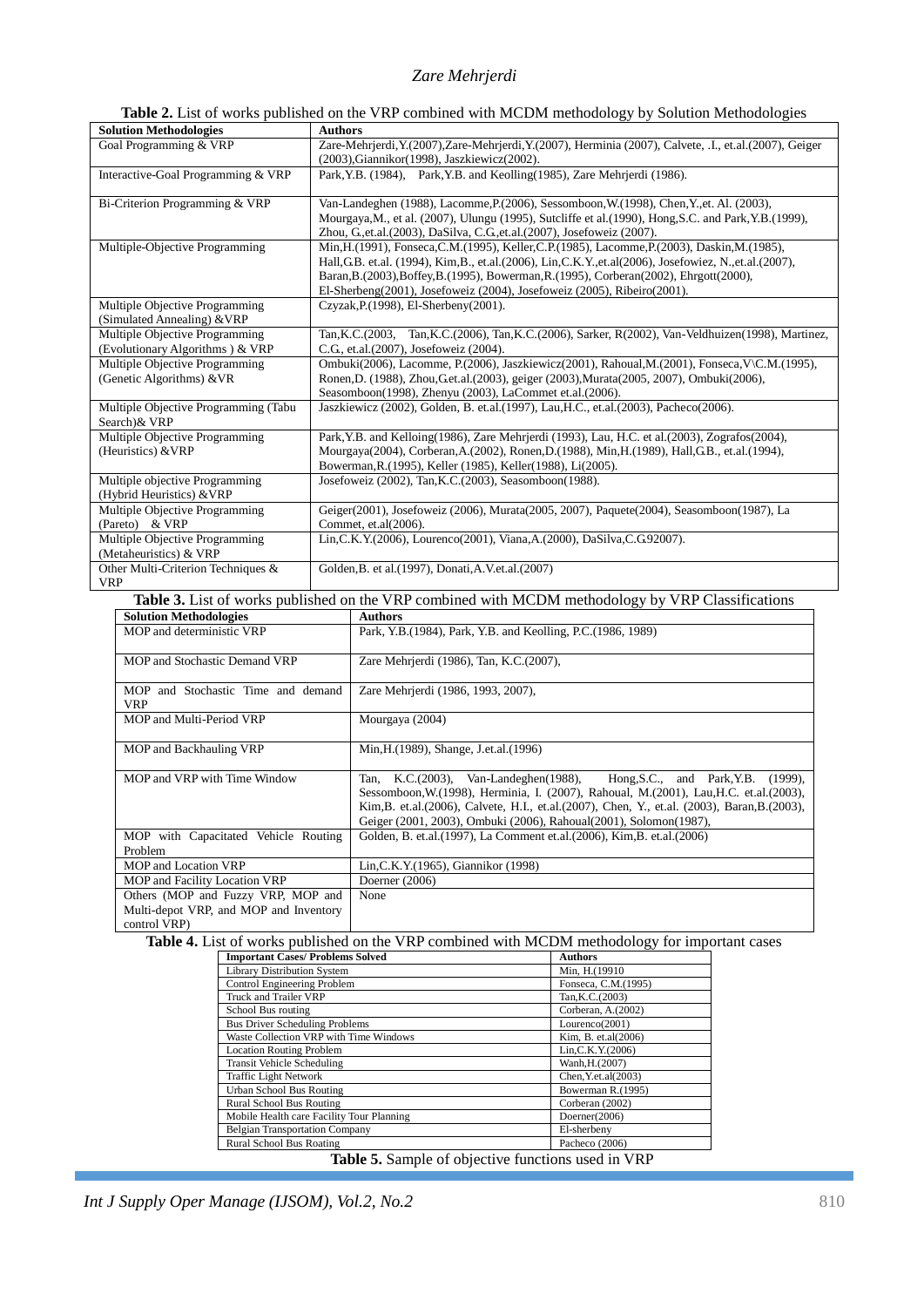**Table 2.** List of works published on the VRP combined with MCDM methodology by Solution Methodologies

| Solution Methodologies | Authors |
|---|---|
| Goal Programming & VRP | Zare-Mehrjerdi,Y.(2007),Zare-Mehrjerdi,Y.(2007), Herminia (2007), Calvete, .I., et.al.(2007), Geiger (2003),Giannikor(1998), Jaszkiewicz(2002). |
| Interactive-Goal Programming & VRP | Park,Y.B. (1984), Park,Y.B. and Keolling(1985), Zare Mehrjerdi (1986). |
| Bi-Criterion Programming & VRP | Van-Landeghen (1988), Lacomme,P.(2006), Sessomboon,W.(1998), Chen,Y.,et. Al. (2003), Mourgaya,M., et al. (2007), Ulungu (1995), Sutcliffe et al.(1990), Hong,S.C. and Park,Y.B.(1999), Zhou, G.,et.al.(2003), DaSilva, C.G.,et.al.(2007), Josefoweiz (2007). |
| Multiple-Objective Programming | Min,H.(1991), Fonseca,C.M.(1995), Keller,C.P.(1985), Lacomme,P.(2003), Daskin,M.(1985), Hall,G.B. et.al. (1994), Kim,B., et.al.(2006), Lin,C.K.Y.,et.al(2006), Josefowiez, N.,et.al.(2007), Baran,B.(2003),Boffey,B.(1995), Bowerman,R.(1995), Corberan(2002), Ehrgott(2000), El-Sherbeng(2001), Josefoweiz (2004), Josefoweiz (2005), Ribeiro(2001). |
| Multiple Objective Programming (Simulated Annealing) &VRP | Czyzak,P.(1998), El-Sherbeny(2001). |
| Multiple Objective Programming (Evolutionary Algorithms ) & VRP | Tan,K.C.(2003, Tan,K.C.(2006), Tan,K.C.(2006), Sarker, R(2002), Van-Veldhuizen(1998), Martinez, C.G., et.al.(2007), Josefoweiz (2004). |
| Multiple Objective Programming (Genetic Algorithms) &VR | Ombuki(2006), Lacomme, P.(2006), Jaszkiewicz(2001), Rahoual,M.(2001), Fonseca,V\C.M.(1995), Ronen,D. (1988), Zhou,G.et.al.(2003), geiger (2003),Murata(2005, 2007), Ombuki(2006), Seasomboon(1998), Zhenyu (2003), LaCommet et.al.(2006). |
| Multiple Objective Programming (Tabu Search)& VRP | Jaszkiewicz (2002), Golden, B. et.al.(1997), Lau,H.C., et.al.(2003), Pacheco(2006). |
| Multiple Objective Programming (Heuristics) &VRP | Park,Y.B. and Kelloing(1986), Zare Mehrjerdi (1993), Lau, H.C. et al.(2003), Zografos(2004), Mourgaya(2004), Corberan,A.(2002), Ronen,D.(1988), Min,H.(1989), Hall,G.B., et.al.(1994), Bowerman,R.(1995), Keller (1985), Keller(1988), Li(2005). |
| Multiple objective Programming (Hybrid Heuristics) &VRP | Josefoweiz (2002), Tan,K.C.(2003), Seasomboon(1988). |
| Multiple Objective Programming (Pareto) & VRP | Geiger(2001), Josefoweiz (2006), Murata(2005, 2007), Paquete(2004), Seasomboon(1987), La Commet, et.al(2006). |
| Multiple Objective Programming (Metaheuristics) & VRP | Lin,C.K.Y.(2006), Lourenco(2001), Viana,A.(2000), DaSilva,C.G.92007). |
| Other Multi-Criterion Techniques & VRP | Golden,B. et al.(1997), Donati,A.V.et.al.(2007) |

**Table 3.** List of works published on the VRP combined with MCDM methodology by VRP Classifications

| Solution Methodologies | Authors |
|---|---|
| MOP and deterministic VRP | Park, Y.B.(1984), Park, Y.B. and Keolling, P.C.(1986, 1989) |
| MOP and Stochastic Demand VRP | Zare Mehrjerdi (1986), Tan, K.C.(2007), |
| MOP and Stochastic Time and demand VRP | Zare Mehrjerdi (1986, 1993, 2007), |
| MOP and Multi-Period VRP | Mourgaya (2004) |
| MOP and Backhauling VRP | Min,H.(1989), Shange, J.et.al.(1996) |
| MOP and VRP with Time Window | Tan, K.C.(2003), Van-Landeghen(1988), Hong,S.C., and Park,Y.B. (1999), Sessomboon,W.(1998), Herminia, I. (2007), Rahoual, M.(2001), Lau,H.C. et.al.(2003), Kim,B. et.al.(2006), Calvete, H.I., et.al.(2007), Chen, Y., et.al. (2003), Baran,B.(2003), Geiger (2001, 2003), Ombuki (2006), Rahoual(2001), Solomon(1987), |
| MOP with Capacitated Vehicle Routing Problem | Golden, B. et.al.(1997), La Comment et.al.(2006), Kim,B. et.al.(2006) |
| MOP and Location VRP | Lin,C.K.Y.(1965), Giannikor (1998) |
| MOP and Facility Location VRP | Doerner (2006) |
| Others (MOP and Fuzzy VRP, MOP and Multi-depot VRP, and MOP and Inventory control VRP) | None |

**Table 4.** List of works published on the VRP combined with MCDM methodology for important cases

| Important Cases/ Problems Solved | Authors |
|---|---|
| Library Distribution System | Min, H.(19910 |
| Control Engineering Problem | Fonseca, C.M.(1995) |
| Truck and Trailer VRP | Tan,K.C.(2003) |
| School Bus routing | Corberan, A.(2002) |
| Bus Driver Scheduling Problems | Lourenco(2001) |
| Waste Collection VRP with Time Windows | Kim, B. et.al(2006) |
| Location Routing Problem | Lin,C.K.Y.(2006) |
| Transit Vehicle Scheduling | Wanh,H.(2007) |
| Traffic Light Network | Chen,Y.et.al(2003) |
| Urban School Bus Routing | Bowerman R.(1995) |
| Rural School Bus Routing | Corberan (2002) |
| Mobile Health care Facility Tour Planning | Doerner(2006) |
| Belgian Transportation Company | El-sherbeny |
| Rural School Bus Roating | Pacheco (2006) |

**Table 5.** Sample of objective functions used in VRP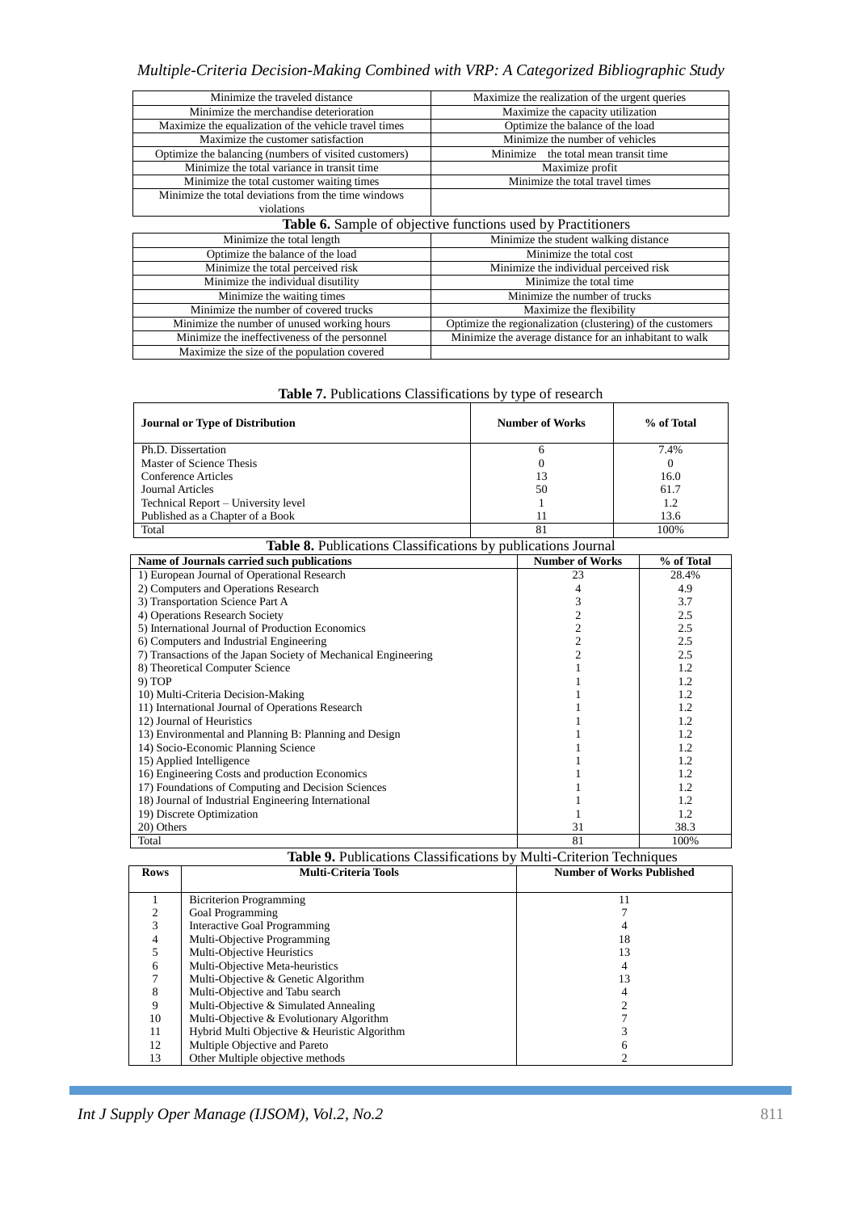| | |
|---|---|
| Minimize the traveled distance | Maximize the realization of the urgent queries |
| Minimize the merchandise deterioration | Maximize the capacity utilization |
| Maximize the equalization of the vehicle travel times | Optimize the balance of the load |
| Maximize the customer satisfaction | Minimize the number of vehicles |
| Optimize the balancing (numbers of visited customers) | Minimize the total mean transit time |
| Minimize the total variance in transit time | Maximize profit |
| Minimize the total customer waiting times | Minimize the total travel times |
| Minimize the total deviations from the time windows violations | |

**Table 6.** Sample of objective functions used by Practitioners

| | |
|---|---|
| Minimize the total length | Minimize the student walking distance |
| Optimize the balance of the load | Minimize the total cost |
| Minimize the total perceived risk | Minimize the individual perceived risk |
| Minimize the individual disutility | Minimize the total time |
| Minimize the waiting times | Minimize the number of trucks |
| Minimize the number of covered trucks | Maximize the flexibility |
| Minimize the number of unused working hours | Optimize the regionalization (clustering) of the customers |
| Minimize the ineffectiveness of the personnel | Minimize the average distance for an inhabitant to walk |
| Maximize the size of the population covered | |

**Table 7.** Publications Classifications by type of research

| Journal or Type of Distribution | Number of Works | % of Total |
|---|---|---|
| Ph.D. Dissertation | 6 | 7.4% |
| Master of Science Thesis | 0 | 0 |
| Conference Articles | 13 | 16.0 |
| Journal Articles | 50 | 61.7 |
| Technical Report – University level | 1 | 1.2 |
| Published as a Chapter of a Book | 11 | 13.6 |
| Total | 81 | 100% |

**Table 8.** Publications Classifications by publications Journal

| Name of Journals carried such publications | Number of Works | % of Total |
|---|---|---|
| 1) European Journal of Operational Research | 23 | 28.4% |
| 2) Computers and Operations Research | 4 | 4.9 |
| 3) Transportation Science Part A | 3 | 3.7 |
| 4) Operations Research Society | 2 | 2.5 |
| 5) International Journal of Production Economics | 2 | 2.5 |
| 6) Computers and Industrial Engineering | 2 | 2.5 |
| 7) Transactions of the Japan Society of Mechanical Engineering | 2 | 2.5 |
| 8) Theoretical Computer Science | 1 | 1.2 |
| 9) TOP | 1 | 1.2 |
| 10) Multi-Criteria Decision-Making | 1 | 1.2 |
| 11) International Journal of Operations Research | 1 | 1.2 |
| 12) Journal of Heuristics | 1 | 1.2 |
| 13) Environmental and Planning B: Planning and Design | 1 | 1.2 |
| 14) Socio-Economic Planning Science | 1 | 1.2 |
| 15) Applied Intelligence | 1 | 1.2 |
| 16) Engineering Costs and production Economics | 1 | 1.2 |
| 17) Foundations of Computing and Decision Sciences | 1 | 1.2 |
| 18) Journal of Industrial Engineering International | 1 | 1.2 |
| 19) Discrete Optimization | 1 | 1.2 |
| 20) Others | 31 | 38.3 |
| Total | 81 | 100% |

**Table 9.** Publications Classifications by Multi-Criterion Techniques

| Rows | Multi-Criteria Tools | Number of Works Published |
|---|---|---|
| 1 | Bicriterion Programming | 11 |
| 2 | Goal Programming | 7 |
| 3 | Interactive Goal Programming | 4 |
| 4 | Multi-Objective Programming | 18 |
| 5 | Multi-Objective Heuristics | 13 |
| 6 | Multi-Objective Meta-heuristics | 4 |
| 7 | Multi-Objective & Genetic Algorithm | 13 |
| 8 | Multi-Objective and Tabu search | 4 |
| 9 | Multi-Objective & Simulated Annealing | 2 |
| 10 | Multi-Objective & Evolutionary Algorithm | 7 |
| 11 | Hybrid Multi Objective & Heuristic Algorithm | 3 |
| 12 | Multiple Objective and Pareto | 6 |
| 13 | Other Multiple objective methods | 2 |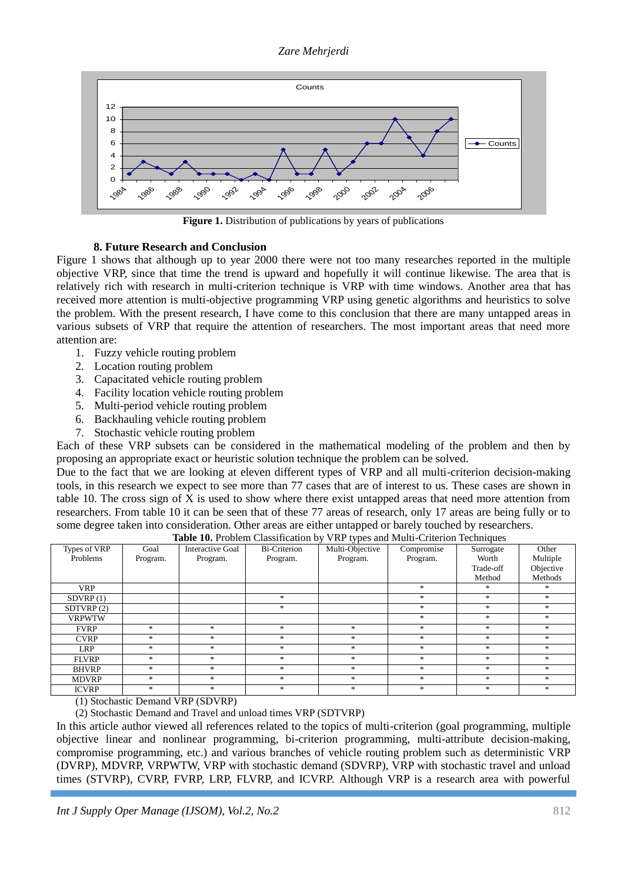**Figure 1.** Distribution of publications by years of publications

## 8. Future Research and Conclusion

Figure 1 shows that although up to year 2000 there were not too many researches reported in the multiple objective VRP, since that time the trend is upward and hopefully it will continue likewise. The area that is relatively rich with research in multi-criterion technique is VRP with time windows. Another area that has received more attention is multi-objective programming VRP using genetic algorithms and heuristics to solve the problem. With the present research, I have come to this conclusion that there are many untapped areas in various subsets of VRP that require the attention of researchers. The most important areas that need more attention are:

1. Fuzzy vehicle routing problem
2. Location routing problem
3. Capacitated vehicle routing problem
4. Facility location vehicle routing problem
5. Multi-period vehicle routing problem
6. Backhauling vehicle routing problem
7. Stochastic vehicle routing problem

Each of these VRP subsets can be considered in the mathematical modeling of the problem and then by proposing an appropriate exact or heuristic solution technique the problem can be solved.

Due to the fact that we are looking at eleven different types of VRP and all multi-criterion decision-making tools, in this research we expect to see more than 77 cases that are of interest to us. These cases are shown in table 10. The cross sign of X is used to show where there exist untapped areas that need more attention from researchers. From table 10 it can be seen that of these 77 areas of research, only 17 areas are being fully or to some degree taken into consideration. Other areas are either untapped or barely touched by researchers.

**Table 10.** Problem Classification by VRP types and Multi-Criterion Techniques

| Types of VRP Problems | Goal Program. | Interactive Goal Program. | Bi-Criterion Program. | Multi-Objective Program. | Compromise Program. | Surrogate Worth Trade-off Method | Other Multiple Objective Methods |
|---|---|---|---|---|---|---|---|
| VRP | | | | | * | * | * |
| SDVRP (1) | | | * | | * | * | * |
| SDTVRP (2) | | | * | | * | * | * |
| VRPWTW | | | | | * | * | * |
| FVRP | * | * | * | * | * | * | * |
| CVRP | * | * | * | * | * | * | * |
| LRP | * | * | * | * | * | * | * |
| FLVRP | * | * | * | * | * | * | * |
| BHVRP | * | * | * | * | * | * | * |
| MDVRP | * | * | * | * | * | * | * |
| ICVRP | * | * | * | * | * | * | * |

(1) Stochastic Demand VRP (SDVRP)

(2) Stochastic Demand and Travel and unload times VRP (SDTVRP)

In this article author viewed all references related to the topics of multi-criterion (goal programming, multiple objective linear and nonlinear programming, bi-criterion programming, multi-attribute decision-making, compromise programming, etc.) and various branches of vehicle routing problem such as deterministic VRP (DVRP), MDVRP, VRPWTW, VRP with stochastic demand (SDVRP), VRP with stochastic travel and unload times (STVRP), CVRP, FVRP, LRP, FLVRP, and ICVRP. Although VRP is a research area with powerful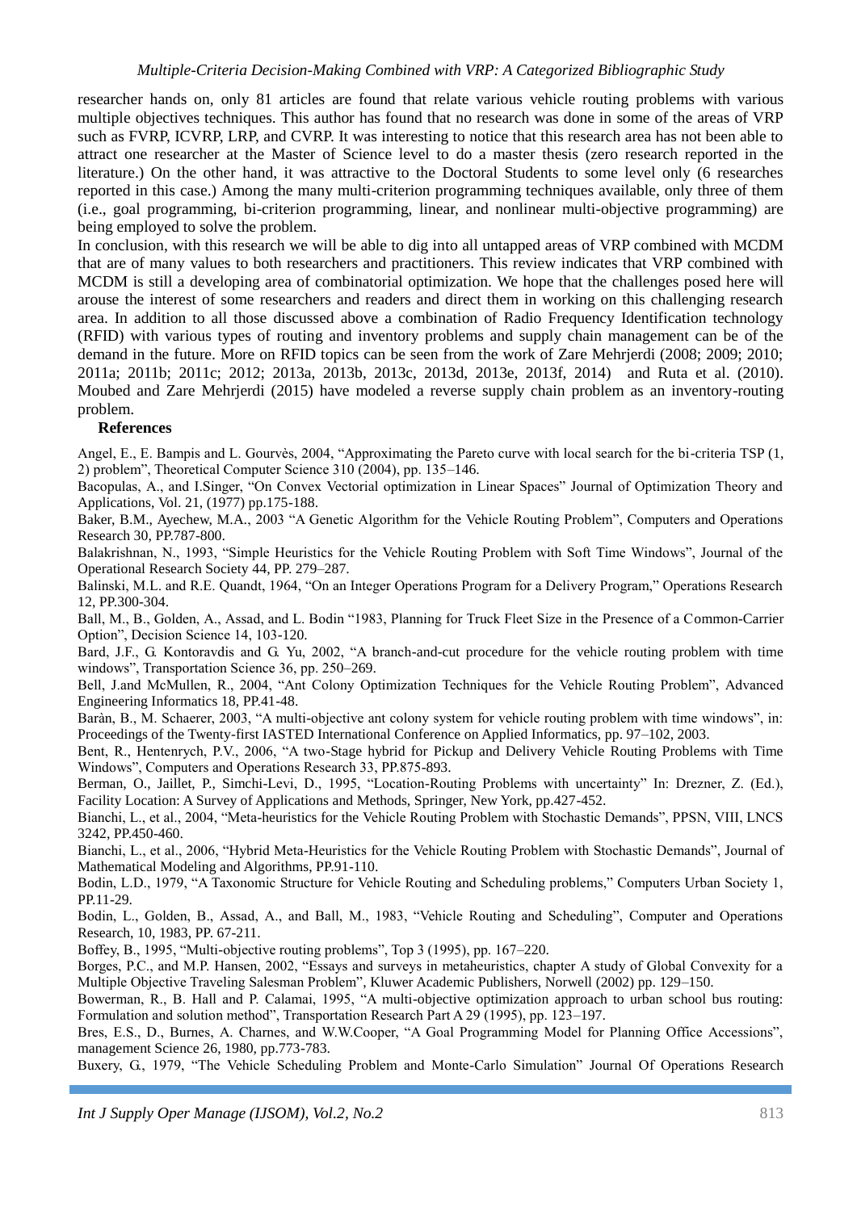researcher hands on, only 81 articles are found that relate various vehicle routing problems with various multiple objectives techniques. This author has found that no research was done in some of the areas of VRP such as FVRP, ICVRP, LRP, and CVRP. It was interesting to notice that this research area has not been able to attract one researcher at the Master of Science level to do a master thesis (zero research reported in the literature.) On the other hand, it was attractive to the Doctoral Students to some level only (6 researches reported in this case.) Among the many multi-criterion programming techniques available, only three of them (i.e., goal programming, bi-criterion programming, linear, and nonlinear multi-objective programming) are being employed to solve the problem.

In conclusion, with this research we will be able to dig into all untapped areas of VRP combined with MCDM that are of many values to both researchers and practitioners. This review indicates that VRP combined with MCDM is still a developing area of combinatorial optimization. We hope that the challenges posed here will arouse the interest of some researchers and readers and direct them in working on this challenging research area. In addition to all those discussed above a combination of Radio Frequency Identification technology (RFID) with various types of routing and inventory problems and supply chain management can be of the demand in the future. More on RFID topics can be seen from the work of Zare Mehrjerdi (2008; 2009; 2010; 2011a; 2011b; 2011c; 2012; 2013a, 2013b, 2013c, 2013d, 2013e, 2013f, 2014) and Ruta et al. (2010). Moubed and Zare Mehrjerdi (2015) have modeled a reverse supply chain problem as an inventory-routing problem.

## References

Angel, E., E. Bampis and L. Gourvès, 2004, "Approximating the Pareto curve with local search for the bi-criteria TSP (1, 2) problem", Theoretical Computer Science 310 (2004), pp. 135–146.

Bacopulas, A., and I.Singer, "On Convex Vectorial optimization in Linear Spaces" Journal of Optimization Theory and Applications, Vol. 21, (1977) pp.175-188.

Baker, B.M., Ayechew, M.A., 2003 "A Genetic Algorithm for the Vehicle Routing Problem", Computers and Operations Research 30, PP.787-800.

Balakrishnan, N., 1993, "Simple Heuristics for the Vehicle Routing Problem with Soft Time Windows", Journal of the Operational Research Society 44, PP. 279–287.

Balinski, M.L. and R.E. Quandt, 1964, "On an Integer Operations Program for a Delivery Program," Operations Research 12, PP.300-304.

Ball, M., B., Golden, A., Assad, and L. Bodin "1983, Planning for Truck Fleet Size in the Presence of a Common-Carrier Option", Decision Science 14, 103-120.

Bard, J.F., G. Kontoravdis and G. Yu, 2002, "A branch-and-cut procedure for the vehicle routing problem with time windows", Transportation Science 36, pp. 250–269.

Bell, J.and McMullen, R., 2004, "Ant Colony Optimization Techniques for the Vehicle Routing Problem", Advanced Engineering Informatics 18, PP.41-48.

Baràn, B., M. Schaerer, 2003, "A multi-objective ant colony system for vehicle routing problem with time windows", in: Proceedings of the Twenty-first IASTED International Conference on Applied Informatics, pp. 97–102, 2003.

Bent, R., Hentenrych, P.V., 2006, "A two-Stage hybrid for Pickup and Delivery Vehicle Routing Problems with Time Windows", Computers and Operations Research 33, PP.875-893.

Berman, O., Jaillet, P., Simchi-Levi, D., 1995, "Location-Routing Problems with uncertainty" In: Drezner, Z. (Ed.), Facility Location: A Survey of Applications and Methods, Springer, New York, pp.427-452.

Bianchi, L., et al., 2004, "Meta-heuristics for the Vehicle Routing Problem with Stochastic Demands", PPSN, VIII, LNCS 3242, PP.450-460.

Bianchi, L., et al., 2006, "Hybrid Meta-Heuristics for the Vehicle Routing Problem with Stochastic Demands", Journal of Mathematical Modeling and Algorithms, PP.91-110.

Bodin, L.D., 1979, "A Taxonomic Structure for Vehicle Routing and Scheduling problems," Computers Urban Society 1, PP.11-29.

Bodin, L., Golden, B., Assad, A., and Ball, M., 1983, "Vehicle Routing and Scheduling", Computer and Operations Research, 10, 1983, PP. 67-211.

Boffey, B., 1995, "Multi-objective routing problems", Top 3 (1995), pp. 167–220.

Borges, P.C., and M.P. Hansen, 2002, "Essays and surveys in metaheuristics, chapter A study of Global Convexity for a Multiple Objective Traveling Salesman Problem", Kluwer Academic Publishers, Norwell (2002) pp. 129–150.

Bowerman, R., B. Hall and P. Calamai, 1995, "A multi-objective optimization approach to urban school bus routing: Formulation and solution method", Transportation Research Part A 29 (1995), pp. 123–197.

Bres, E.S., D., Burnes, A. Charnes, and W.W.Cooper, "A Goal Programming Model for Planning Office Accessions", management Science 26, 1980, pp.773-783.

Buxery, G., 1979, "The Vehicle Scheduling Problem and Monte-Carlo Simulation" Journal Of Operations Research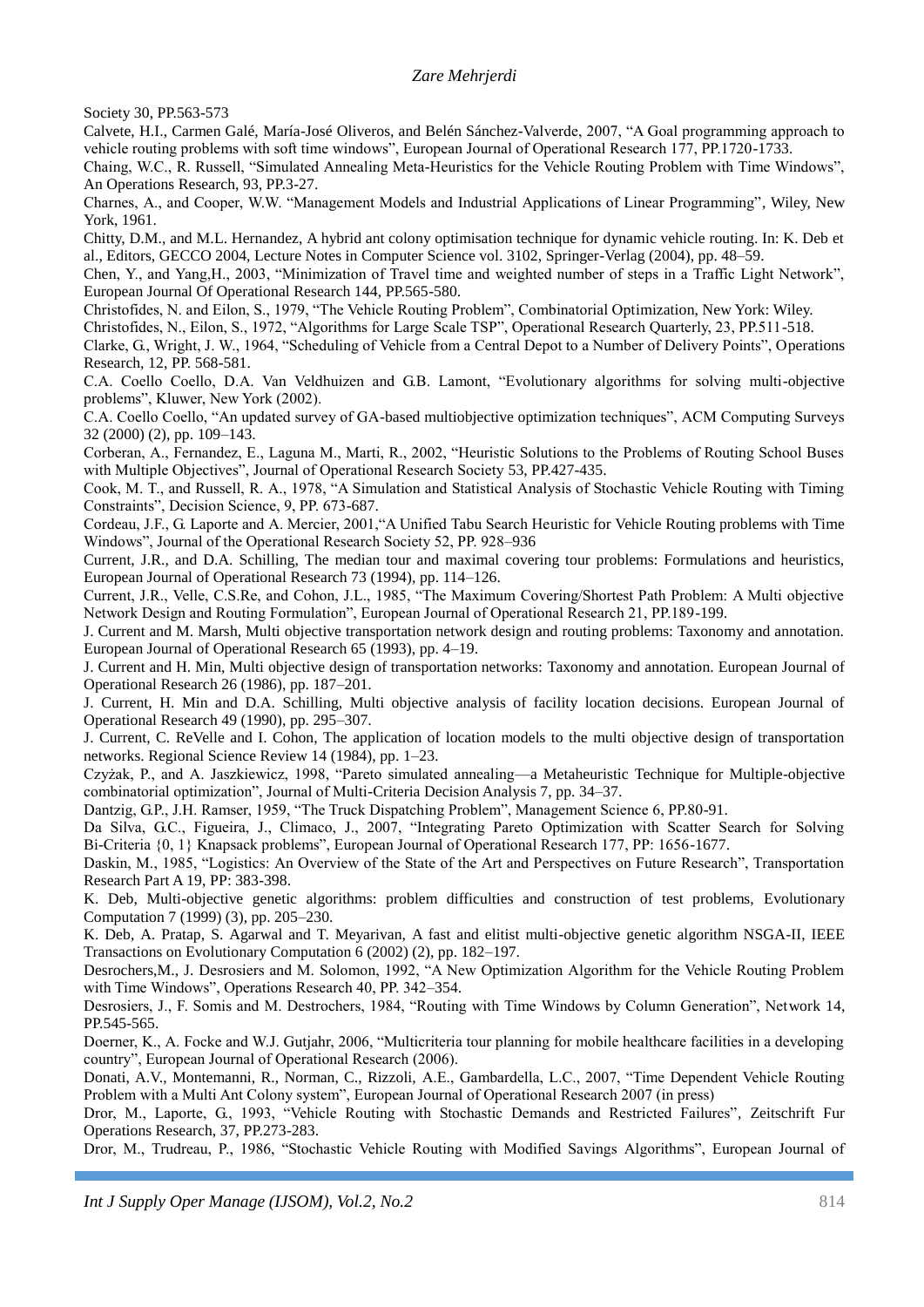Society 30, PP.563-573

Calvete, H.I., Carmen Galé, María-José Oliveros, and Belén Sánchez-Valverde, 2007, "A Goal programming approach to vehicle routing problems with soft time windows", European Journal of Operational Research 177, PP.1720-1733.

Chaing, W.C., R. Russell, "Simulated Annealing Meta-Heuristics for the Vehicle Routing Problem with Time Windows", An Operations Research, 93, PP.3-27.

Charnes, A., and Cooper, W.W. "Management Models and Industrial Applications of Linear Programming", Wiley, New York, 1961.

Chitty, D.M., and M.L. Hernandez, A hybrid ant colony optimisation technique for dynamic vehicle routing. In: K. Deb et al., Editors, GECCO 2004, Lecture Notes in Computer Science vol. 3102, Springer-Verlag (2004), pp. 48–59.

Chen, Y., and Yang,H., 2003, "Minimization of Travel time and weighted number of steps in a Traffic Light Network", European Journal Of Operational Research 144, PP.565-580.

Christofides, N. and Eilon, S., 1979, "The Vehicle Routing Problem", Combinatorial Optimization, New York: Wiley.

Christofides, N., Eilon, S., 1972, "Algorithms for Large Scale TSP", Operational Research Quarterly, 23, PP.511-518.

Clarke, G., Wright, J. W., 1964, "Scheduling of Vehicle from a Central Depot to a Number of Delivery Points", Operations Research, 12, PP. 568-581.

C.A. Coello Coello, D.A. Van Veldhuizen and G.B. Lamont, "Evolutionary algorithms for solving multi-objective problems", Kluwer, New York (2002).

C.A. Coello Coello, "An updated survey of GA-based multiobjective optimization techniques", ACM Computing Surveys 32 (2000) (2), pp. 109–143.

Corberan, A., Fernandez, E., Laguna M., Marti, R., 2002, "Heuristic Solutions to the Problems of Routing School Buses with Multiple Objectives", Journal of Operational Research Society 53, PP.427-435.

Cook, M. T., and Russell, R. A., 1978, "A Simulation and Statistical Analysis of Stochastic Vehicle Routing with Timing Constraints", Decision Science, 9, PP. 673-687.

Cordeau, J.F., G. Laporte and A. Mercier, 2001,"A Unified Tabu Search Heuristic for Vehicle Routing problems with Time Windows", Journal of the Operational Research Society 52, PP. 928–936

Current, J.R., and D.A. Schilling, The median tour and maximal covering tour problems: Formulations and heuristics, European Journal of Operational Research 73 (1994), pp. 114–126.

Current, J.R., Velle, C.S.Re, and Cohon, J.L., 1985, "The Maximum Covering/Shortest Path Problem: A Multi objective Network Design and Routing Formulation", European Journal of Operational Research 21, PP.189-199.

J. Current and M. Marsh, Multi objective transportation network design and routing problems: Taxonomy and annotation. European Journal of Operational Research 65 (1993), pp. 4–19.

J. Current and H. Min, Multi objective design of transportation networks: Taxonomy and annotation. European Journal of Operational Research 26 (1986), pp. 187–201.

J. Current, H. Min and D.A. Schilling, Multi objective analysis of facility location decisions. European Journal of Operational Research 49 (1990), pp. 295–307.

J. Current, C. ReVelle and I. Cohon, The application of location models to the multi objective design of transportation networks. Regional Science Review 14 (1984), pp. 1–23.

Czyżak, P., and A. Jaszkiewicz, 1998, "Pareto simulated annealing—a Metaheuristic Technique for Multiple-objective combinatorial optimization", Journal of Multi-Criteria Decision Analysis 7, pp. 34–37.

Dantzig, G.P., J.H. Ramser, 1959, "The Truck Dispatching Problem", Management Science 6, PP.80-91.

Da Silva, G.C., Figueira, J., Climaco, J., 2007, "Integrating Pareto Optimization with Scatter Search for Solving Bi-Criteria {0, 1} Knapsack problems", European Journal of Operational Research 177, PP: 1656-1677.

Daskin, M., 1985, "Logistics: An Overview of the State of the Art and Perspectives on Future Research", Transportation Research Part A 19, PP: 383-398.

K. Deb, Multi-objective genetic algorithms: problem difficulties and construction of test problems, Evolutionary Computation 7 (1999) (3), pp. 205–230.

K. Deb, A. Pratap, S. Agarwal and T. Meyarivan, A fast and elitist multi-objective genetic algorithm NSGA-II, IEEE Transactions on Evolutionary Computation 6 (2002) (2), pp. 182–197.

Desrochers,M., J. Desrosiers and M. Solomon, 1992, "A New Optimization Algorithm for the Vehicle Routing Problem with Time Windows", Operations Research 40, PP. 342–354.

Desrosiers, J., F. Somis and M. Destrochers, 1984, "Routing with Time Windows by Column Generation", Network 14, PP.545-565.

Doerner, K., A. Focke and W.J. Gutjahr, 2006, "Multicriteria tour planning for mobile healthcare facilities in a developing country", European Journal of Operational Research (2006).

Donati, A.V., Montemanni, R., Norman, C., Rizzoli, A.E., Gambardella, L.C., 2007, "Time Dependent Vehicle Routing Problem with a Multi Ant Colony system", European Journal of Operational Research 2007 (in press)

Dror, M., Laporte, G., 1993, "Vehicle Routing with Stochastic Demands and Restricted Failures", Zeitschrift Fur Operations Research, 37, PP.273-283.

Dror, M., Trudreau, P., 1986, "Stochastic Vehicle Routing with Modified Savings Algorithms", European Journal of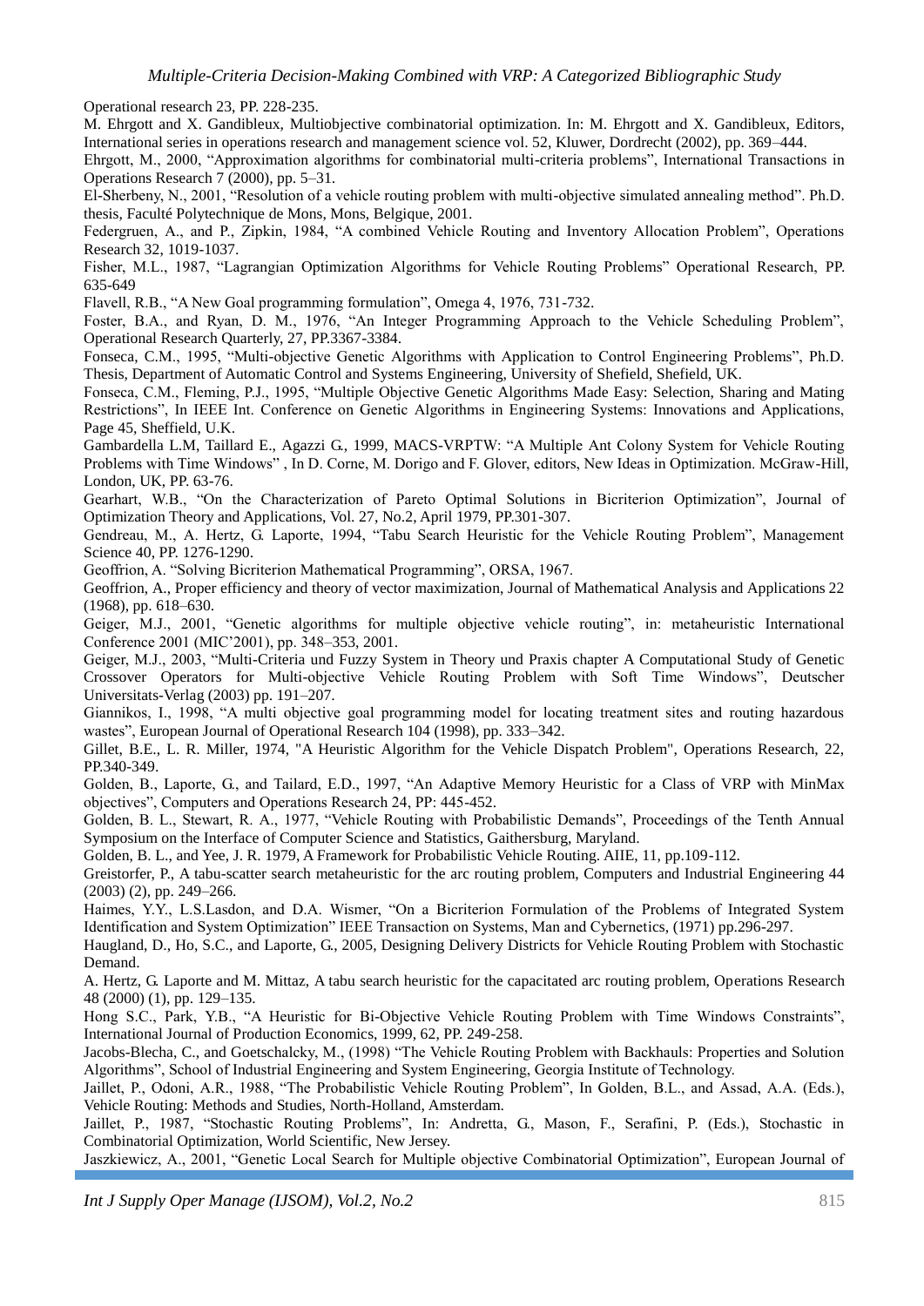Operational research 23, PP. 228-235.

M. Ehrgott and X. Gandibleux, Multiobjective combinatorial optimization. In: M. Ehrgott and X. Gandibleux, Editors, International series in operations research and management science vol. 52, Kluwer, Dordrecht (2002), pp. 369–444.

Ehrgott, M., 2000, "Approximation algorithms for combinatorial multi-criteria problems", International Transactions in Operations Research 7 (2000), pp. 5–31.

El-Sherbeny, N., 2001, "Resolution of a vehicle routing problem with multi-objective simulated annealing method". Ph.D. thesis, Faculté Polytechnique de Mons, Mons, Belgique, 2001.

Federgruen, A., and P., Zipkin, 1984, "A combined Vehicle Routing and Inventory Allocation Problem", Operations Research 32, 1019-1037.

Fisher, M.L., 1987, "Lagrangian Optimization Algorithms for Vehicle Routing Problems" Operational Research, PP. 635-649

Flavell, R.B., "A New Goal programming formulation", Omega 4, 1976, 731-732.

Foster, B.A., and Ryan, D. M., 1976, "An Integer Programming Approach to the Vehicle Scheduling Problem", Operational Research Quarterly, 27, PP.3367-3384.

Fonseca, C.M., 1995, "Multi-objective Genetic Algorithms with Application to Control Engineering Problems", Ph.D. Thesis, Department of Automatic Control and Systems Engineering, University of Shefield, Shefield, UK.

Fonseca, C.M., Fleming, P.J., 1995, "Multiple Objective Genetic Algorithms Made Easy: Selection, Sharing and Mating Restrictions", In IEEE Int. Conference on Genetic Algorithms in Engineering Systems: Innovations and Applications, Page 45, Sheffield, U.K.

Gambardella L.M, Taillard E., Agazzi G., 1999, MACS-VRPTW: "A Multiple Ant Colony System for Vehicle Routing Problems with Time Windows" , In D. Corne, M. Dorigo and F. Glover, editors, New Ideas in Optimization. McGraw-Hill, London, UK, PP. 63-76.

Gearhart, W.B., "On the Characterization of Pareto Optimal Solutions in Bicriterion Optimization", Journal of Optimization Theory and Applications, Vol. 27, No.2, April 1979, PP.301-307.

Gendreau, M., A. Hertz, G. Laporte, 1994, "Tabu Search Heuristic for the Vehicle Routing Problem", Management Science 40, PP. 1276-1290.

Geoffrion, A. "Solving Bicriterion Mathematical Programming", ORSA, 1967.

Geoffrion, A., Proper efficiency and theory of vector maximization, Journal of Mathematical Analysis and Applications 22 (1968), pp. 618–630.

Geiger, M.J., 2001, "Genetic algorithms for multiple objective vehicle routing", in: metaheuristic International Conference 2001 (MIC'2001), pp. 348–353, 2001.

Geiger, M.J., 2003, "Multi-Criteria und Fuzzy System in Theory und Praxis chapter A Computational Study of Genetic Crossover Operators for Multi-objective Vehicle Routing Problem with Soft Time Windows", Deutscher Universitats-Verlag (2003) pp. 191–207.

Giannikos, I., 1998, "A multi objective goal programming model for locating treatment sites and routing hazardous wastes", European Journal of Operational Research 104 (1998), pp. 333–342.

Gillet, B.E., L. R. Miller, 1974, "A Heuristic Algorithm for the Vehicle Dispatch Problem", Operations Research, 22, PP.340-349.

Golden, B., Laporte, G., and Tailard, E.D., 1997, "An Adaptive Memory Heuristic for a Class of VRP with MinMax objectives", Computers and Operations Research 24, PP: 445-452.

Golden, B. L., Stewart, R. A., 1977, "Vehicle Routing with Probabilistic Demands", Proceedings of the Tenth Annual Symposium on the Interface of Computer Science and Statistics, Gaithersburg, Maryland.

Golden, B. L., and Yee, J. R. 1979, A Framework for Probabilistic Vehicle Routing. AIIE, 11, pp.109-112.

Greistorfer, P., A tabu-scatter search metaheuristic for the arc routing problem, Computers and Industrial Engineering 44 (2003) (2), pp. 249–266.

Haimes, Y.Y., L.S.Lasdon, and D.A. Wismer, "On a Bicriterion Formulation of the Problems of Integrated System Identification and System Optimization" IEEE Transaction on Systems, Man and Cybernetics, (1971) pp.296-297.

Haugland, D., Ho, S.C., and Laporte, G., 2005, Designing Delivery Districts for Vehicle Routing Problem with Stochastic Demand.

A. Hertz, G. Laporte and M. Mittaz, A tabu search heuristic for the capacitated arc routing problem, Operations Research 48 (2000) (1), pp. 129–135.

Hong S.C., Park, Y.B., "A Heuristic for Bi-Objective Vehicle Routing Problem with Time Windows Constraints", International Journal of Production Economics, 1999, 62, PP. 249-258.

Jacobs-Blecha, C., and Goetschalcky, M., (1998) "The Vehicle Routing Problem with Backhauls: Properties and Solution Algorithms", School of Industrial Engineering and System Engineering, Georgia Institute of Technology.

Jaillet, P., Odoni, A.R., 1988, "The Probabilistic Vehicle Routing Problem", In Golden, B.L., and Assad, A.A. (Eds.), Vehicle Routing: Methods and Studies, North-Holland, Amsterdam.

Jaillet, P., 1987, "Stochastic Routing Problems", In: Andretta, G., Mason, F., Serafini, P. (Eds.), Stochastic in Combinatorial Optimization, World Scientific, New Jersey.

Jaszkiewicz, A., 2001, "Genetic Local Search for Multiple objective Combinatorial Optimization", European Journal of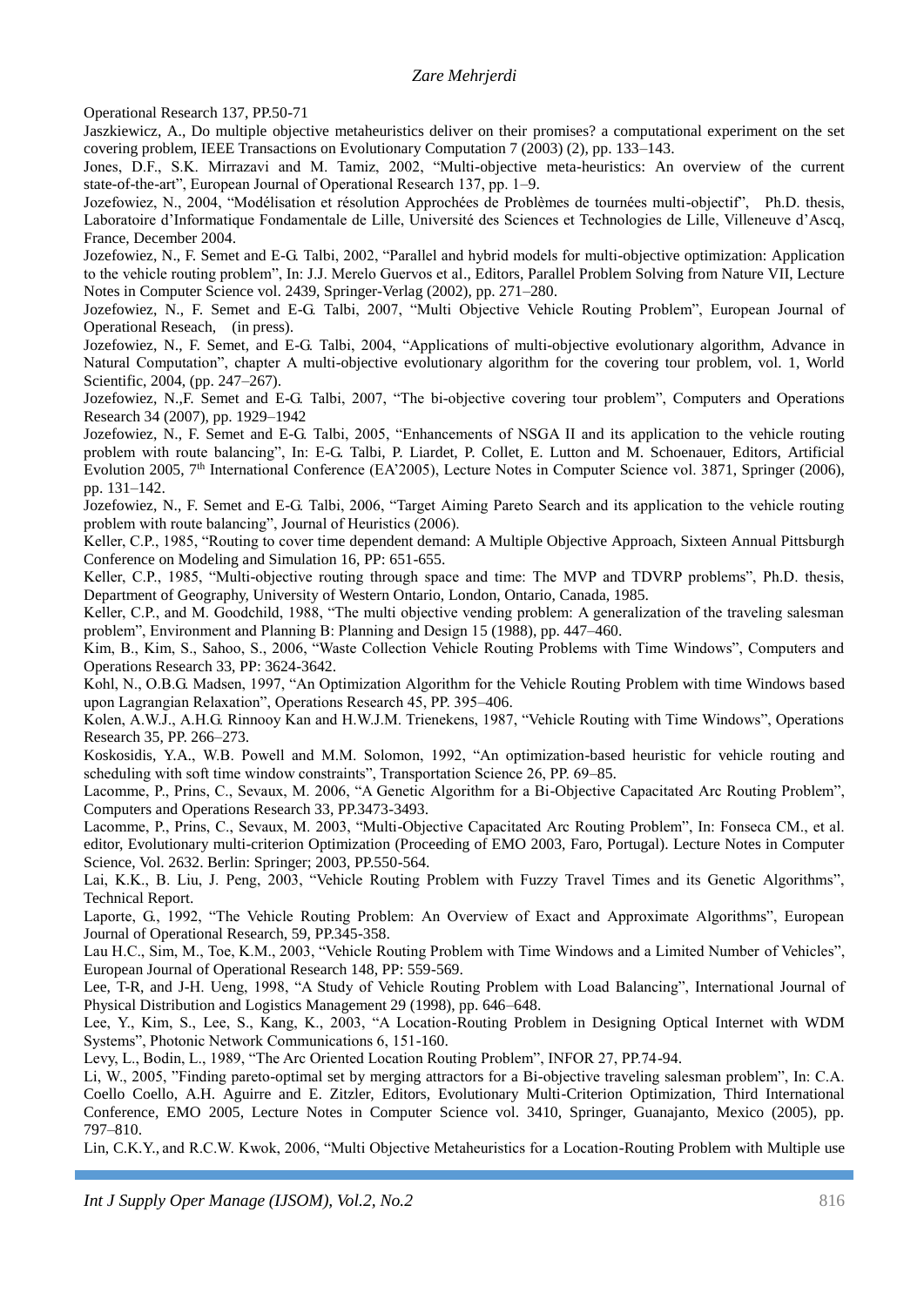Operational Research 137, PP.50-71

Jaszkiewicz, A., Do multiple objective metaheuristics deliver on their promises? a computational experiment on the set covering problem, IEEE Transactions on Evolutionary Computation 7 (2003) (2), pp. 133–143.

Jones, D.F., S.K. Mirrazavi and M. Tamiz, 2002, "Multi-objective meta-heuristics: An overview of the current state-of-the-art", European Journal of Operational Research 137, pp. 1–9.

Jozefowiez, N., 2004, "Modélisation et résolution Approchées de Problèmes de tournées multi-objectif", Ph.D. thesis, Laboratoire d'Informatique Fondamentale de Lille, Université des Sciences et Technologies de Lille, Villeneuve d'Ascq, France, December 2004.

Jozefowiez, N., F. Semet and E-G. Talbi, 2002, "Parallel and hybrid models for multi-objective optimization: Application to the vehicle routing problem", In: J.J. Merelo Guervos et al., Editors, Parallel Problem Solving from Nature VII, Lecture Notes in Computer Science vol. 2439, Springer-Verlag (2002), pp. 271–280.

Jozefowiez, N., F. Semet and E-G. Talbi, 2007, "Multi Objective Vehicle Routing Problem", European Journal of Operational Reseach, (in press).

Jozefowiez, N., F. Semet, and E-G. Talbi, 2004, "Applications of multi-objective evolutionary algorithm, Advance in Natural Computation", chapter A multi-objective evolutionary algorithm for the covering tour problem, vol. 1, World Scientific, 2004, (pp. 247–267).

Jozefowiez, N.,F. Semet and E-G. Talbi, 2007, "The bi-objective covering tour problem", Computers and Operations Research 34 (2007), pp. 1929–1942

Jozefowiez, N., F. Semet and E-G. Talbi, 2005, "Enhancements of NSGA II and its application to the vehicle routing problem with route balancing", In: E-G. Talbi, P. Liardet, P. Collet, E. Lutton and M. Schoenauer, Editors, Artificial Evolution 2005, 7th International Conference (EA'2005), Lecture Notes in Computer Science vol. 3871, Springer (2006), pp. 131–142.

Jozefowiez, N., F. Semet and E-G. Talbi, 2006, "Target Aiming Pareto Search and its application to the vehicle routing problem with route balancing", Journal of Heuristics (2006).

Keller, C.P., 1985, "Routing to cover time dependent demand: A Multiple Objective Approach, Sixteen Annual Pittsburgh Conference on Modeling and Simulation 16, PP: 651-655.

Keller, C.P., 1985, "Multi-objective routing through space and time: The MVP and TDVRP problems", Ph.D. thesis, Department of Geography, University of Western Ontario, London, Ontario, Canada, 1985.

Keller, C.P., and M. Goodchild, 1988, "The multi objective vending problem: A generalization of the traveling salesman problem", Environment and Planning B: Planning and Design 15 (1988), pp. 447–460.

Kim, B., Kim, S., Sahoo, S., 2006, "Waste Collection Vehicle Routing Problems with Time Windows", Computers and Operations Research 33, PP: 3624-3642.

Kohl, N., O.B.G. Madsen, 1997, "An Optimization Algorithm for the Vehicle Routing Problem with time Windows based upon Lagrangian Relaxation", Operations Research 45, PP. 395–406.

Kolen, A.W.J., A.H.G. Rinnooy Kan and H.W.J.M. Trienekens, 1987, "Vehicle Routing with Time Windows", Operations Research 35, PP. 266–273.

Koskosidis, Y.A., W.B. Powell and M.M. Solomon, 1992, "An optimization-based heuristic for vehicle routing and scheduling with soft time window constraints", Transportation Science 26, PP. 69–85.

Lacomme, P., Prins, C., Sevaux, M. 2006, "A Genetic Algorithm for a Bi-Objective Capacitated Arc Routing Problem", Computers and Operations Research 33, PP.3473-3493.

Lacomme, P., Prins, C., Sevaux, M. 2003, "Multi-Objective Capacitated Arc Routing Problem", In: Fonseca CM., et al. editor, Evolutionary multi-criterion Optimization (Proceeding of EMO 2003, Faro, Portugal). Lecture Notes in Computer Science, Vol. 2632. Berlin: Springer; 2003, PP.550-564.

Lai, K.K., B. Liu, J. Peng, 2003, "Vehicle Routing Problem with Fuzzy Travel Times and its Genetic Algorithms", Technical Report.

Laporte, G., 1992, "The Vehicle Routing Problem: An Overview of Exact and Approximate Algorithms", European Journal of Operational Research, 59, PP.345-358.

Lau H.C., Sim, M., Toe, K.M., 2003, "Vehicle Routing Problem with Time Windows and a Limited Number of Vehicles", European Journal of Operational Research 148, PP: 559-569.

Lee, T-R, and J-H. Ueng, 1998, "A Study of Vehicle Routing Problem with Load Balancing", International Journal of Physical Distribution and Logistics Management 29 (1998), pp. 646–648.

Lee, Y., Kim, S., Lee, S., Kang, K., 2003, "A Location-Routing Problem in Designing Optical Internet with WDM Systems", Photonic Network Communications 6, 151-160.

Levy, L., Bodin, L., 1989, "The Arc Oriented Location Routing Problem", INFOR 27, PP.74-94.

Li, W., 2005, "Finding pareto-optimal set by merging attractors for a Bi-objective traveling salesman problem", In: C.A. Coello Coello, A.H. Aguirre and E. Zitzler, Editors, Evolutionary Multi-Criterion Optimization, Third International Conference, EMO 2005, Lecture Notes in Computer Science vol. 3410, Springer, Guanajanto, Mexico (2005), pp. 797–810.

Lin, C.K.Y., and R.C.W. Kwok, 2006, "Multi Objective Metaheuristics for a Location-Routing Problem with Multiple use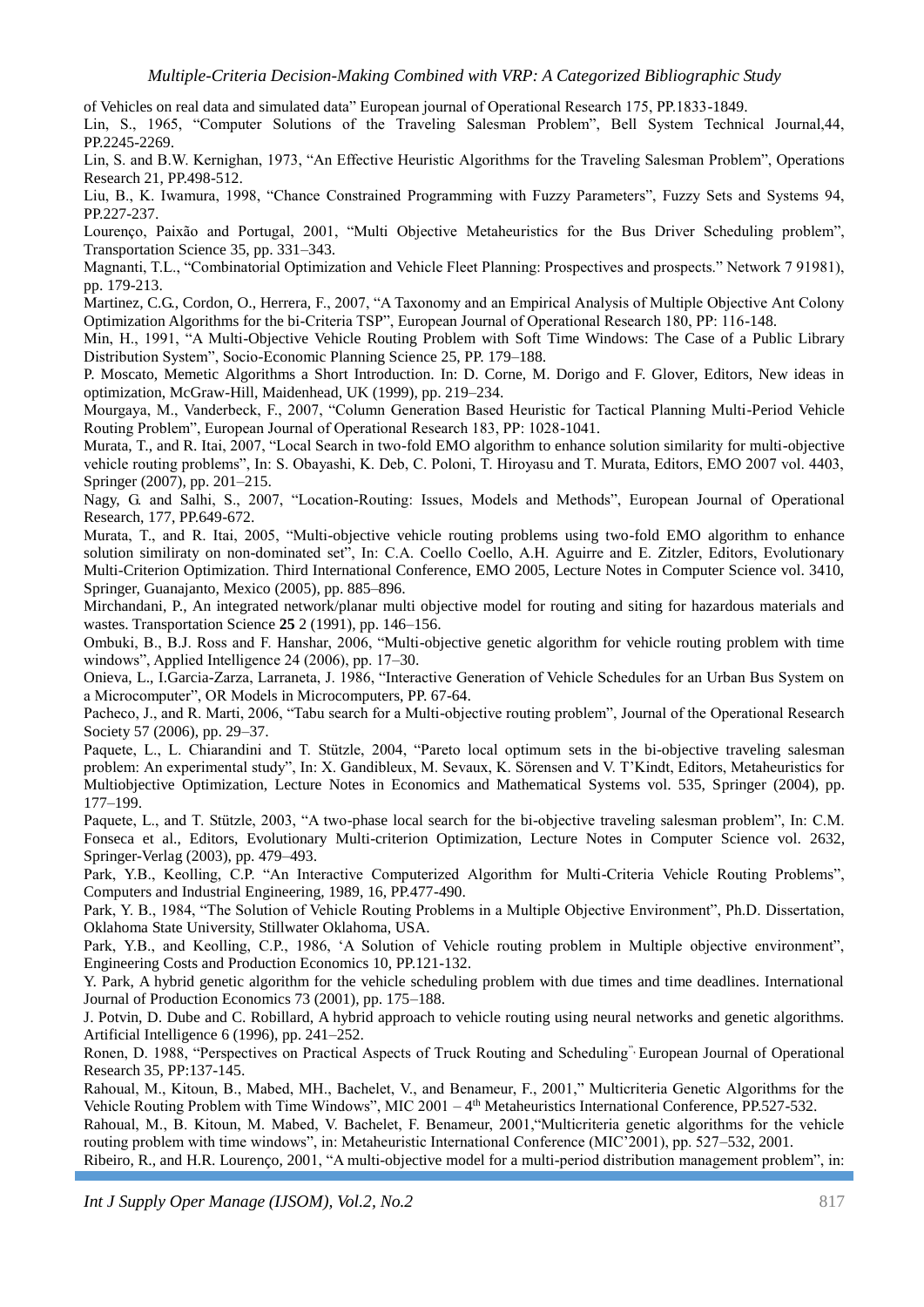of Vehicles on real data and simulated data" European journal of Operational Research 175, PP.1833-1849.

Lin, S., 1965, "Computer Solutions of the Traveling Salesman Problem", Bell System Technical Journal,44, PP.2245-2269.

Lin, S. and B.W. Kernighan, 1973, "An Effective Heuristic Algorithms for the Traveling Salesman Problem", Operations Research 21, PP.498-512.

Liu, B., K. Iwamura, 1998, "Chance Constrained Programming with Fuzzy Parameters", Fuzzy Sets and Systems 94, PP.227-237.

Lourenço, Paixão and Portugal, 2001, "Multi Objective Metaheuristics for the Bus Driver Scheduling problem", Transportation Science 35, pp. 331–343.

Magnanti, T.L., "Combinatorial Optimization and Vehicle Fleet Planning: Prospectives and prospects." Network 7 91981), pp. 179-213.

Martinez, C.G., Cordon, O., Herrera, F., 2007, "A Taxonomy and an Empirical Analysis of Multiple Objective Ant Colony Optimization Algorithms for the bi-Criteria TSP", European Journal of Operational Research 180, PP: 116-148.

Min, H., 1991, "A Multi-Objective Vehicle Routing Problem with Soft Time Windows: The Case of a Public Library Distribution System", Socio-Economic Planning Science 25, PP. 179–188.

P. Moscato, Memetic Algorithms a Short Introduction. In: D. Corne, M. Dorigo and F. Glover, Editors, New ideas in optimization, McGraw-Hill, Maidenhead, UK (1999), pp. 219–234.

Mourgaya, M., Vanderbeck, F., 2007, "Column Generation Based Heuristic for Tactical Planning Multi-Period Vehicle Routing Problem", European Journal of Operational Research 183, PP: 1028-1041.

Murata, T., and R. Itai, 2007, "Local Search in two-fold EMO algorithm to enhance solution similarity for multi-objective vehicle routing problems", In: S. Obayashi, K. Deb, C. Poloni, T. Hiroyasu and T. Murata, Editors, EMO 2007 vol. 4403, Springer (2007), pp. 201–215.

Nagy, G. and Salhi, S., 2007, "Location-Routing: Issues, Models and Methods", European Journal of Operational Research, 177, PP.649-672.

Murata, T., and R. Itai, 2005, "Multi-objective vehicle routing problems using two-fold EMO algorithm to enhance solution similiraty on non-dominated set", In: C.A. Coello Coello, A.H. Aguirre and E. Zitzler, Editors, Evolutionary Multi-Criterion Optimization. Third International Conference, EMO 2005, Lecture Notes in Computer Science vol. 3410, Springer, Guanajanto, Mexico (2005), pp. 885–896.

Mirchandani, P., An integrated network/planar multi objective model for routing and siting for hazardous materials and wastes. Transportation Science **25** 2 (1991), pp. 146–156.

Ombuki, B., B.J. Ross and F. Hanshar, 2006, "Multi-objective genetic algorithm for vehicle routing problem with time windows", Applied Intelligence 24 (2006), pp. 17–30.

Onieva, L., I.Garcia-Zarza, Larraneta, J. 1986, "Interactive Generation of Vehicle Schedules for an Urban Bus System on a Microcomputer", OR Models in Microcomputers, PP. 67-64.

Pacheco, J., and R. Marti, 2006, "Tabu search for a Multi-objective routing problem", Journal of the Operational Research Society 57 (2006), pp. 29–37.

Paquete, L., L. Chiarandini and T. Stützle, 2004, "Pareto local optimum sets in the bi-objective traveling salesman problem: An experimental study", In: X. Gandibleux, M. Sevaux, K. Sörensen and V. T'Kindt, Editors, Metaheuristics for Multiobjective Optimization, Lecture Notes in Economics and Mathematical Systems vol. 535, Springer (2004), pp. 177–199.

Paquete, L., and T. Stützle, 2003, "A two-phase local search for the bi-objective traveling salesman problem", In: C.M. Fonseca et al., Editors, Evolutionary Multi-criterion Optimization, Lecture Notes in Computer Science vol. 2632, Springer-Verlag (2003), pp. 479–493.

Park, Y.B., Keolling, C.P. "An Interactive Computerized Algorithm for Multi-Criteria Vehicle Routing Problems", Computers and Industrial Engineering, 1989, 16, PP.477-490.

Park, Y. B., 1984, "The Solution of Vehicle Routing Problems in a Multiple Objective Environment", Ph.D. Dissertation, Oklahoma State University, Stillwater Oklahoma, USA.

Park, Y.B., and Keolling, C.P., 1986, 'A Solution of Vehicle routing problem in Multiple objective environment", Engineering Costs and Production Economics 10, PP.121-132.

Y. Park, A hybrid genetic algorithm for the vehicle scheduling problem with due times and time deadlines. International Journal of Production Economics 73 (2001), pp. 175–188.

J. Potvin, D. Dube and C. Robillard, A hybrid approach to vehicle routing using neural networks and genetic algorithms. Artificial Intelligence 6 (1996), pp. 241–252.

Ronen, D. 1988, "Perspectives on Practical Aspects of Truck Routing and Scheduling", European Journal of Operational Research 35, PP:137-145.

Rahoual, M., Kitoun, B., Mabed, MH., Bachelet, V., and Benameur, F., 2001," Multicriteria Genetic Algorithms for the Vehicle Routing Problem with Time Windows", MIC 2001 – 4th Metaheuristics International Conference, PP.527-532.

Rahoual, M., B. Kitoun, M. Mabed, V. Bachelet, F. Benameur, 2001,"Multicriteria genetic algorithms for the vehicle routing problem with time windows", in: Metaheuristic International Conference (MIC'2001), pp. 527–532, 2001.

Ribeiro, R., and H.R. Lourenço, 2001, "A multi-objective model for a multi-period distribution management problem", in: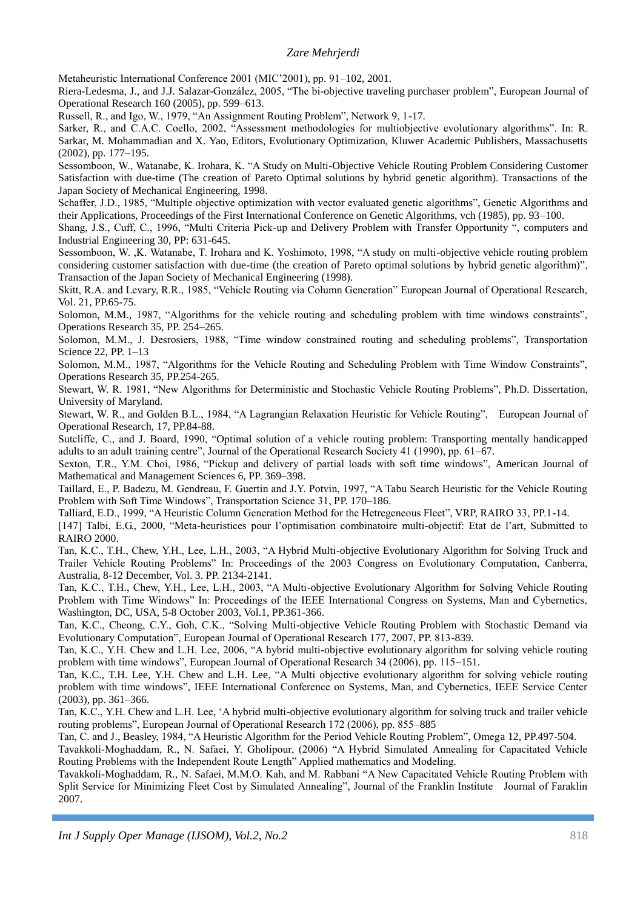Metaheuristic International Conference 2001 (MIC'2001), pp. 91–102, 2001.

Riera-Ledesma, J., and J.J. Salazar-González, 2005, "The bi-objective traveling purchaser problem", European Journal of Operational Research 160 (2005), pp. 599–613.

Russell, R., and Igo, W., 1979, "An Assignment Routing Problem", Network 9, 1-17.

Sarker, R., and C.A.C. Coello, 2002, "Assessment methodologies for multiobjective evolutionary algorithms". In: R. Sarkar, M. Mohammadian and X. Yao, Editors, Evolutionary Optimization, Kluwer Academic Publishers, Massachusetts (2002), pp. 177–195.

Sessomboon, W., Watanabe, K. Irohara, K. "A Study on Multi-Objective Vehicle Routing Problem Considering Customer Satisfaction with due-time (The creation of Pareto Optimal solutions by hybrid genetic algorithm). Transactions of the Japan Society of Mechanical Engineering, 1998.

Schaffer, J.D., 1985, "Multiple objective optimization with vector evaluated genetic algorithms", Genetic Algorithms and their Applications, Proceedings of the First International Conference on Genetic Algorithms, vch (1985), pp. 93–100.

Shang, J.S., Cuff, C., 1996, "Multi Criteria Pick-up and Delivery Problem with Transfer Opportunity ", computers and Industrial Engineering 30, PP: 631-645.

Sessomboon, W. ,K. Watanabe, T. Irohara and K. Yoshimoto, 1998, "A study on multi-objective vehicle routing problem considering customer satisfaction with due-time (the creation of Pareto optimal solutions by hybrid genetic algorithm)", Transaction of the Japan Society of Mechanical Engineering (1998).

Skitt, R.A. and Levary, R.R., 1985, "Vehicle Routing via Column Generation" European Journal of Operational Research, Vol. 21, PP.65-75.

Solomon, M.M., 1987, "Algorithms for the vehicle routing and scheduling problem with time windows constraints", Operations Research 35, PP. 254–265.

Solomon, M.M., J. Desrosiers, 1988, "Time window constrained routing and scheduling problems", Transportation Science 22, PP. 1–13

Solomon, M.M., 1987, "Algorithms for the Vehicle Routing and Scheduling Problem with Time Window Constraints", Operations Research 35, PP.254-265.

Stewart, W. R. 1981, "New Algorithms for Deterministic and Stochastic Vehicle Routing Problems", Ph.D. Dissertation, University of Maryland.

Stewart, W. R., and Golden B.L., 1984, "A Lagrangian Relaxation Heuristic for Vehicle Routing", European Journal of Operational Research, 17, PP.84-88.

Sutcliffe, C., and J. Board, 1990, "Optimal solution of a vehicle routing problem: Transporting mentally handicapped adults to an adult training centre", Journal of the Operational Research Society 41 (1990), pp. 61–67.

Sexton, T.R., Y.M. Choi, 1986, "Pickup and delivery of partial loads with soft time windows", American Journal of Mathematical and Management Sciences 6, PP. 369–398.

Taillard, E., P. Badezu, M. Gendreau, F. Guertin and J.Y. Potvin, 1997, "A Tabu Search Heuristic for the Vehicle Routing Problem with Soft Time Windows", Transportation Science 31, PP. 170–186.

Talliard, E.D., 1999, "A Heuristic Column Generation Method for the Hetregeneous Fleet", VRP, RAIRO 33, PP.1-14.

[147] Talbi, E.G., 2000, "Meta-heuristices pour l'optimisation combinatoire multi-objectif: Etat de l'art, Submitted to RAIRO 2000.

Tan, K.C., T.H., Chew, Y.H., Lee, L.H., 2003, "A Hybrid Multi-objective Evolutionary Algorithm for Solving Truck and Trailer Vehicle Routing Problems" In: Proceedings of the 2003 Congress on Evolutionary Computation, Canberra, Australia, 8-12 December, Vol. 3. PP. 2134-2141.

Tan, K.C., T.H., Chew, Y.H., Lee, L.H., 2003, "A Multi-objective Evolutionary Algorithm for Solving Vehicle Routing Problem with Time Windows" In: Proceedings of the IEEE International Congress on Systems, Man and Cybernetics, Washington, DC, USA, 5-8 October 2003, Vol.1, PP.361-366.

Tan, K.C., Cheong, C.Y., Goh, C.K., "Solving Multi-objective Vehicle Routing Problem with Stochastic Demand via Evolutionary Computation", European Journal of Operational Research 177, 2007, PP. 813-839.

Tan, K.C., Y.H. Chew and L.H. Lee, 2006, "A hybrid multi-objective evolutionary algorithm for solving vehicle routing problem with time windows", European Journal of Operational Research 34 (2006), pp. 115–151.

Tan, K.C., T.H. Lee, Y.H. Chew and L.H. Lee, "A Multi objective evolutionary algorithm for solving vehicle routing problem with time windows", IEEE International Conference on Systems, Man, and Cybernetics, IEEE Service Center (2003), pp. 361–366.

Tan, K.C., Y.H. Chew and L.H. Lee, 'A hybrid multi-objective evolutionary algorithm for solving truck and trailer vehicle routing problems", European Journal of Operational Research 172 (2006), pp. 855–885

Tan, C. and J., Beasley, 1984, "A Heuristic Algorithm for the Period Vehicle Routing Problem", Omega 12, PP.497-504.

Tavakkoli-Moghaddam, R., N. Safaei, Y. Gholipour, (2006) "A Hybrid Simulated Annealing for Capacitated Vehicle Routing Problems with the Independent Route Length" Applied mathematics and Modeling.

Tavakkoli-Moghaddam, R., N. Safaei, M.M.O. Kah, and M. Rabbani "A New Capacitated Vehicle Routing Problem with Split Service for Minimizing Fleet Cost by Simulated Annealing", Journal of the Franklin Institute Journal of Faraklin 2007.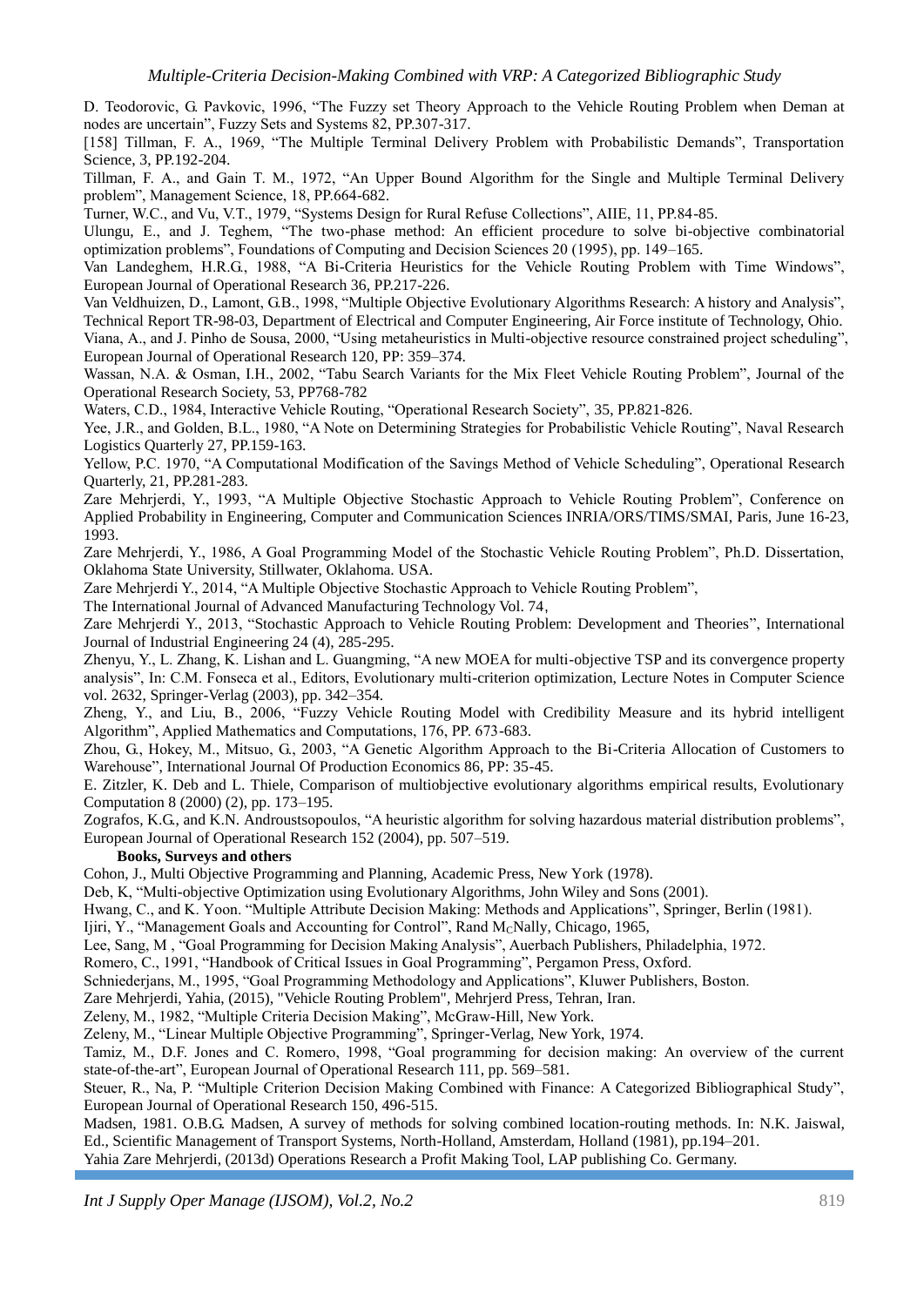D. Teodorovic, G. Pavkovic, 1996, "The Fuzzy set Theory Approach to the Vehicle Routing Problem when Deman at nodes are uncertain", Fuzzy Sets and Systems 82, PP.307-317.

[158] Tillman, F. A., 1969, "The Multiple Terminal Delivery Problem with Probabilistic Demands", Transportation Science, 3, PP.192-204.

Tillman, F. A., and Gain T. M., 1972, "An Upper Bound Algorithm for the Single and Multiple Terminal Delivery problem", Management Science, 18, PP.664-682.

Turner, W.C., and Vu, V.T., 1979, "Systems Design for Rural Refuse Collections", AIIE, 11, PP.84-85.

Ulungu, E., and J. Teghem, "The two-phase method: An efficient procedure to solve bi-objective combinatorial optimization problems", Foundations of Computing and Decision Sciences 20 (1995), pp. 149–165.

Van Landeghem, H.R.G., 1988, "A Bi-Criteria Heuristics for the Vehicle Routing Problem with Time Windows", European Journal of Operational Research 36, PP.217-226.

Van Veldhuizen, D., Lamont, G.B., 1998, "Multiple Objective Evolutionary Algorithms Research: A history and Analysis", Technical Report TR-98-03, Department of Electrical and Computer Engineering, Air Force institute of Technology, Ohio.

Viana, A., and J. Pinho de Sousa, 2000, "Using metaheuristics in Multi-objective resource constrained project scheduling", European Journal of Operational Research 120, PP: 359–374.

Wassan, N.A. & Osman, I.H., 2002, "Tabu Search Variants for the Mix Fleet Vehicle Routing Problem", Journal of the Operational Research Society, 53, PP768-782

Waters, C.D., 1984, Interactive Vehicle Routing, "Operational Research Society", 35, PP.821-826.

Yee, J.R., and Golden, B.L., 1980, "A Note on Determining Strategies for Probabilistic Vehicle Routing", Naval Research Logistics Quarterly 27, PP.159-163.

Yellow, P.C. 1970, "A Computational Modification of the Savings Method of Vehicle Scheduling", Operational Research Quarterly, 21, PP.281-283.

Zare Mehrjerdi, Y., 1993, "A Multiple Objective Stochastic Approach to Vehicle Routing Problem", Conference on Applied Probability in Engineering, Computer and Communication Sciences INRIA/ORS/TIMS/SMAI, Paris, June 16-23, 1993.

Zare Mehrjerdi, Y., 1986, A Goal Programming Model of the Stochastic Vehicle Routing Problem", Ph.D. Dissertation, Oklahoma State University, Stillwater, Oklahoma. USA.

Zare Mehrjerdi Y., 2014, "A Multiple Objective Stochastic Approach to Vehicle Routing Problem",
The International Journal of Advanced Manufacturing Technology Vol. 74,

Zare Mehrjerdi Y., 2013, "Stochastic Approach to Vehicle Routing Problem: Development and Theories", International Journal of Industrial Engineering 24 (4), 285-295.

Zhenyu, Y., L. Zhang, K. Lishan and L. Guangming, "A new MOEA for multi-objective TSP and its convergence property analysis", In: C.M. Fonseca et al., Editors, Evolutionary multi-criterion optimization, Lecture Notes in Computer Science vol. 2632, Springer-Verlag (2003), pp. 342–354.

Zheng, Y., and Liu, B., 2006, "Fuzzy Vehicle Routing Model with Credibility Measure and its hybrid intelligent Algorithm", Applied Mathematics and Computations, 176, PP. 673-683.

Zhou, G., Hokey, M., Mitsuo, G., 2003, "A Genetic Algorithm Approach to the Bi-Criteria Allocation of Customers to Warehouse", International Journal Of Production Economics 86, PP: 35-45.

E. Zitzler, K. Deb and L. Thiele, Comparison of multiobjective evolutionary algorithms empirical results, Evolutionary Computation 8 (2000) (2), pp. 173–195.

Zografos, K.G., and K.N. Androustsopoulos, "A heuristic algorithm for solving hazardous material distribution problems", European Journal of Operational Research 152 (2004), pp. 507–519.

**Books, Surveys and others**

Cohon, J., Multi Objective Programming and Planning, Academic Press, New York (1978).

Deb, K, "Multi-objective Optimization using Evolutionary Algorithms, John Wiley and Sons (2001).

Hwang, C., and K. Yoon. "Multiple Attribute Decision Making: Methods and Applications", Springer, Berlin (1981).

Ijiri, Y., "Management Goals and Accounting for Control", Rand M$_C$Nally, Chicago, 1965,

Lee, Sang, M , "Goal Programming for Decision Making Analysis", Auerbach Publishers, Philadelphia, 1972.

Romero, C., 1991, "Handbook of Critical Issues in Goal Programming", Pergamon Press, Oxford.

Schniederjans, M., 1995, "Goal Programming Methodology and Applications", Kluwer Publishers, Boston.

Zare Mehrjerdi, Yahia, (2015), "Vehicle Routing Problem", Mehrjerd Press, Tehran, Iran.

Zeleny, M., 1982, "Multiple Criteria Decision Making", McGraw-Hill, New York.

Zeleny, M., "Linear Multiple Objective Programming", Springer-Verlag, New York, 1974.

Tamiz, M., D.F. Jones and C. Romero, 1998, "Goal programming for decision making: An overview of the current state-of-the-art", European Journal of Operational Research 111, pp. 569–581.

Steuer, R., Na, P. "Multiple Criterion Decision Making Combined with Finance: A Categorized Bibliographical Study", European Journal of Operational Research 150, 496-515.

Madsen, 1981. O.B.G. Madsen, A survey of methods for solving combined location-routing methods. In: N.K. Jaiswal, Ed., Scientific Management of Transport Systems, North-Holland, Amsterdam, Holland (1981), pp.194–201.

Yahia Zare Mehrjerdi, (2013d) Operations Research a Profit Making Tool, LAP publishing Co. Germany.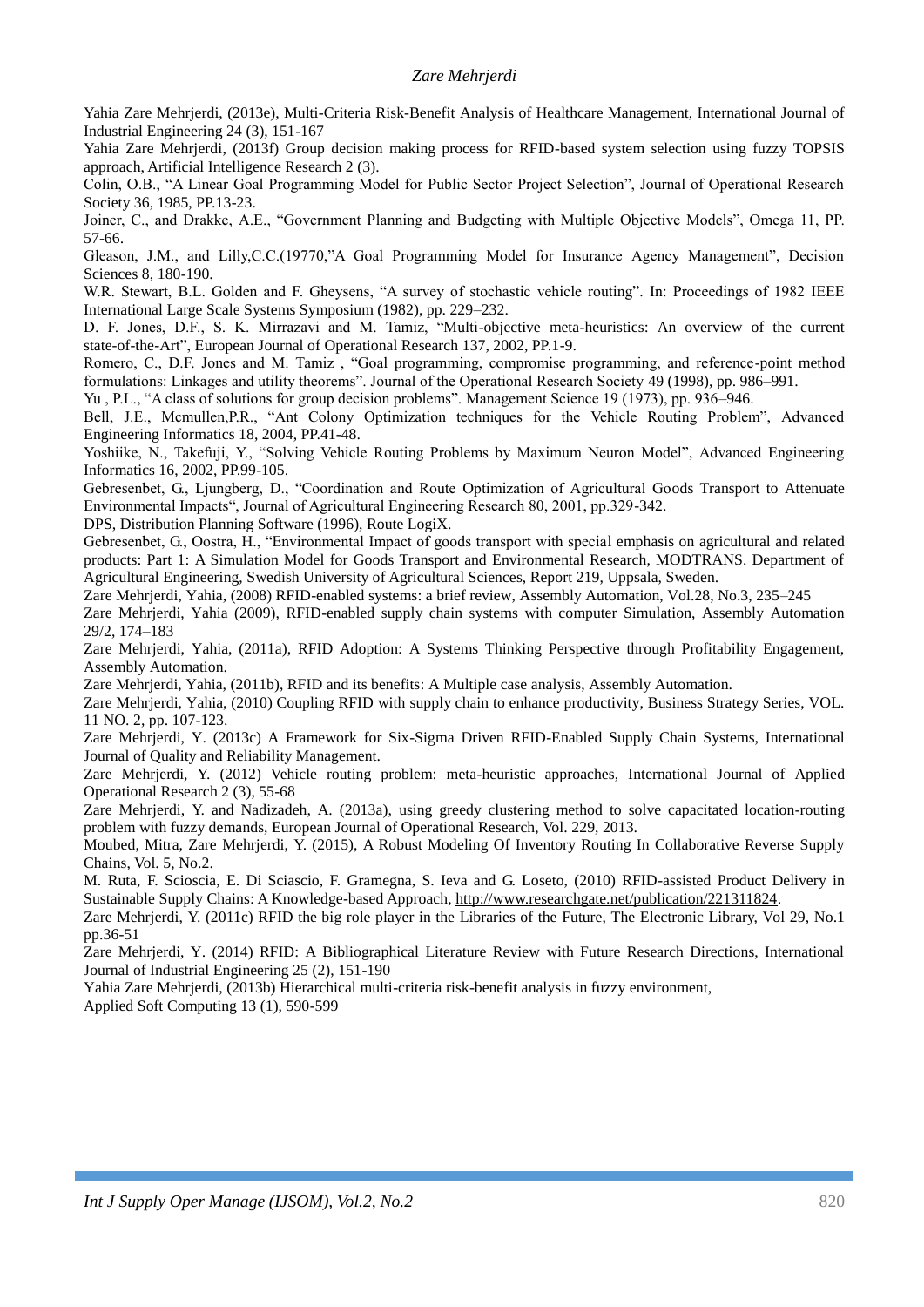Yahia Zare Mehrjerdi, (2013e), Multi-Criteria Risk-Benefit Analysis of Healthcare Management, International Journal of Industrial Engineering 24 (3), 151-167

Yahia Zare Mehrjerdi, (2013f) Group decision making process for RFID-based system selection using fuzzy TOPSIS approach, Artificial Intelligence Research 2 (3).

Colin, O.B., "A Linear Goal Programming Model for Public Sector Project Selection", Journal of Operational Research Society 36, 1985, PP.13-23.

Joiner, C., and Drakke, A.E., "Government Planning and Budgeting with Multiple Objective Models", Omega 11, PP. 57-66.

Gleason, J.M., and Lilly,C.C.(19770,"A Goal Programming Model for Insurance Agency Management", Decision Sciences 8, 180-190.

W.R. Stewart, B.L. Golden and F. Gheysens, "A survey of stochastic vehicle routing". In: Proceedings of 1982 IEEE International Large Scale Systems Symposium (1982), pp. 229–232.

D. F. Jones, D.F., S. K. Mirrazavi and M. Tamiz, "Multi-objective meta-heuristics: An overview of the current state-of-the-Art", European Journal of Operational Research 137, 2002, PP.1-9.

Romero, C., D.F. Jones and M. Tamiz , "Goal programming, compromise programming, and reference-point method formulations: Linkages and utility theorems". Journal of the Operational Research Society 49 (1998), pp. 986–991.

Yu , P.L., "A class of solutions for group decision problems". Management Science 19 (1973), pp. 936–946.

Bell, J.E., Mcmullen,P.R., "Ant Colony Optimization techniques for the Vehicle Routing Problem", Advanced Engineering Informatics 18, 2004, PP.41-48.

Yoshiike, N., Takefuji, Y., "Solving Vehicle Routing Problems by Maximum Neuron Model", Advanced Engineering Informatics 16, 2002, PP.99-105.

Gebresenbet, G., Ljungberg, D., "Coordination and Route Optimization of Agricultural Goods Transport to Attenuate Environmental Impacts", Journal of Agricultural Engineering Research 80, 2001, pp.329-342.

DPS, Distribution Planning Software (1996), Route LogiX.

Gebresenbet, G., Oostra, H., "Environmental Impact of goods transport with special emphasis on agricultural and related products: Part 1: A Simulation Model for Goods Transport and Environmental Research, MODTRANS. Department of Agricultural Engineering, Swedish University of Agricultural Sciences, Report 219, Uppsala, Sweden.

Zare Mehrjerdi, Yahia, (2008) RFID-enabled systems: a brief review, Assembly Automation, Vol.28, No.3, 235–245

Zare Mehrjerdi, Yahia (2009), RFID-enabled supply chain systems with computer Simulation, Assembly Automation 29/2, 174–183

Zare Mehrjerdi, Yahia, (2011a), RFID Adoption: A Systems Thinking Perspective through Profitability Engagement, Assembly Automation.

Zare Mehrjerdi, Yahia, (2011b), RFID and its benefits: A Multiple case analysis, Assembly Automation.

Zare Mehrjerdi, Yahia, (2010) Coupling RFID with supply chain to enhance productivity, Business Strategy Series, VOL. 11 NO. 2, pp. 107-123.

Zare Mehrjerdi, Y. (2013c) A Framework for Six-Sigma Driven RFID-Enabled Supply Chain Systems, International Journal of Quality and Reliability Management.

Zare Mehrjerdi, Y. (2012) Vehicle routing problem: meta-heuristic approaches, International Journal of Applied Operational Research 2 (3), 55-68

Zare Mehrjerdi, Y. and Nadizadeh, A. (2013a), using greedy clustering method to solve capacitated location-routing problem with fuzzy demands, European Journal of Operational Research, Vol. 229, 2013.

Moubed, Mitra, Zare Mehrjerdi, Y. (2015), A Robust Modeling Of Inventory Routing In Collaborative Reverse Supply Chains, Vol. 5, No.2.

M. Ruta, F. Scioscia, E. Di Sciascio, F. Gramegna, S. Ieva and G. Loseto, (2010) RFID-assisted Product Delivery in Sustainable Supply Chains: A Knowledge-based Approach, http://www.researchgate.net/publication/221311824.

Zare Mehrjerdi, Y. (2011c) RFID the big role player in the Libraries of the Future, The Electronic Library, Vol 29, No.1 pp.36-51

Zare Mehrjerdi, Y. (2014) RFID: A Bibliographical Literature Review with Future Research Directions, International Journal of Industrial Engineering 25 (2), 151-190

Yahia Zare Mehrjerdi, (2013b) Hierarchical multi-criteria risk-benefit analysis in fuzzy environment, Applied Soft Computing 13 (1), 590-599